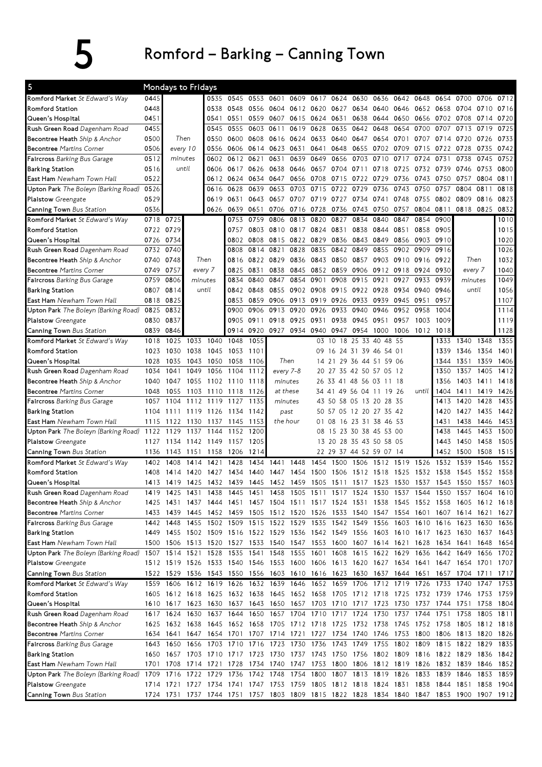# 5 Romford – Barking – Canning Town

## Mondays to Fridays

| 5 | | | | | | | | | | | | | | | | | | |
|---|---|---|---|---|---|---|---|---|---|---|---|---|---|---|---|---|---|---|
| Romford Market St Edward's Way | 0445 | | 0535 | 0545 | 0553 | 0601 | 0609 | 0617 | 0624 | 0630 | 0636 | 0642 | 0648 | 0654 | 0700 | 0706 | 0712 |
| Romford Station | 0448 | | 0538 | 0548 | 0556 | 0604 | 0612 | 0620 | 0627 | 0634 | 0640 | 0646 | 0652 | 0658 | 0704 | 0710 | 0716 |
| Queen's Hospital | 0451 | | 0541 | 0551 | 0559 | 0607 | 0615 | 0624 | 0631 | 0638 | 0644 | 0650 | 0656 | 0702 | 0708 | 0714 | 0720 |
| Rush Green Road Dagenham Road | 0455 | | 0545 | 0555 | 0603 | 0611 | 0619 | 0628 | 0635 | 0642 | 0648 | 0654 | 0700 | 0707 | 0713 | 0719 | 0725 |
| Becontree Heath Ship & Anchor | 0500 | Then | 0550 | 0600 | 0608 | 0616 | 0624 | 0633 | 0640 | 0647 | 0654 | 0701 | 0707 | 0714 | 0720 | 0726 | 0733 |
| Becontree Martins Corner | 0506 | every 10 | 0556 | 0606 | 0614 | 0623 | 0631 | 0641 | 0648 | 0655 | 0702 | 0709 | 0715 | 0722 | 0728 | 0735 | 0742 |
| Faircross Barking Bus Garage | 0512 | minutes | 0602 | 0612 | 0621 | 0631 | 0639 | 0649 | 0656 | 0703 | 0710 | 0717 | 0724 | 0731 | 0738 | 0745 | 0752 |
| Barking Station | 0516 | until | 0606 | 0617 | 0626 | 0638 | 0646 | 0657 | 0704 | 0711 | 0718 | 0725 | 0732 | 0739 | 0746 | 0753 | 0800 |
| East Ham Newham Town Hall | 0522 | | 0612 | 0624 | 0634 | 0647 | 0656 | 0708 | 0715 | 0722 | 0729 | 0736 | 0743 | 0750 | 0757 | 0804 | 0811 |
| Upton Park The Boleyn (Barking Road) | 0526 | | 0616 | 0628 | 0639 | 0653 | 0703 | 0715 | 0722 | 0729 | 0736 | 0743 | 0750 | 0757 | 0804 | 0811 | 0818 |
| Plaistow Greengate | 0529 | | 0619 | 0631 | 0643 | 0657 | 0707 | 0719 | 0727 | 0734 | 0741 | 0748 | 0755 | 0802 | 0809 | 0816 | 0823 |
| Canning Town Bus Station | 0536 | | 0626 | 0639 | 0651 | 0706 | 0716 | 0728 | 0736 | 0743 | 0750 | 0757 | 0804 | 0811 | 0818 | 0825 | 0832 |

| 5 | | | | | | | | | | | | | | | |
|---|---|---|---|---|---|---|---|---|---|---|---|---|---|---|---|
| Romford Market St Edward's Way | 0718 | 0725 | | 0753 | 0759 | 0806 | 0813 | 0820 | 0827 | 0834 | 0840 | 0847 | 0854 | 0900 | | 1010 |
| Romford Station | 0722 | 0729 | | 0757 | 0803 | 0810 | 0817 | 0824 | 0831 | 0838 | 0844 | 0851 | 0858 | 0905 | | 1015 |
| Queen's Hospital | 0726 | 0734 | | 0802 | 0808 | 0815 | 0822 | 0829 | 0836 | 0843 | 0849 | 0856 | 0903 | 0910 | | 1020 |
| Rush Green Road Dagenham Road | 0732 | 0740 | | 0808 | 0814 | 0821 | 0828 | 0835 | 0842 | 0849 | 0855 | 0902 | 0909 | 0916 | | 1026 |
| Becontree Heath Ship & Anchor | 0740 | 0748 | Then | 0816 | 0822 | 0829 | 0836 | 0843 | 0850 | 0857 | 0903 | 0910 | 0916 | 0922 | Then | 1032 |
| Becontree Martins Corner | 0749 | 0757 | every 7 | 0825 | 0831 | 0838 | 0845 | 0852 | 0859 | 0906 | 0912 | 0918 | 0924 | 0930 | every 7 | 1040 |
| Faircross Barking Bus Garage | 0759 | 0806 | minutes | 0834 | 0840 | 0847 | 0854 | 0901 | 0908 | 0915 | 0921 | 0927 | 0933 | 0939 | minutes | 1049 |
| Barking Station | 0807 | 0814 | until | 0842 | 0848 | 0855 | 0902 | 0908 | 0915 | 0922 | 0928 | 0934 | 0940 | 0946 | until | 1056 |
| East Ham Newham Town Hall | 0818 | 0825 | | 0853 | 0859 | 0906 | 0913 | 0919 | 0926 | 0933 | 0939 | 0945 | 0951 | 0957 | | 1107 |
| Upton Park The Boleyn (Barking Road) | 0825 | 0832 | | 0900 | 0906 | 0913 | 0920 | 0926 | 0933 | 0940 | 0946 | 0952 | 0958 | 1004 | | 1114 |
| Plaistow Greengate | 0830 | 0837 | | 0905 | 0911 | 0918 | 0925 | 0931 | 0938 | 0945 | 0951 | 0957 | 1003 | 1009 | | 1119 |
| Canning Town Bus Station | 0839 | 0846 | | 0914 | 0920 | 0927 | 0934 | 0940 | 0947 | 0954 | 1000 | 1006 | 1012 | 1018 | | 1128 |

| 5 | | | | | | | | | | | | | |
|---|---|---|---|---|---|---|---|---|---|---|---|---|---|
| Romford Market St Edward's Way | 1018 | 1025 | 1033 | 1040 | 1048 | 1055 | | 03 10 18 25 33 40 48 55 | | 1333 | 1340 | 1348 | 1355 |
| Romford Station | 1023 | 1030 | 1038 | 1045 | 1053 | 1101 | | 09 16 24 31 39 46 54 01 | | 1339 | 1346 | 1354 | 1401 |
| Queen's Hospital | 1028 | 1035 | 1043 | 1050 | 1058 | 1106 | Then | 14 21 29 36 44 51 59 06 | | 1344 | 1351 | 1359 | 1406 |
| Rush Green Road Dagenham Road | 1034 | 1041 | 1049 | 1056 | 1104 | 1112 | every 7-8 | 20 27 35 42 50 57 05 12 | | 1350 | 1357 | 1405 | 1412 |
| Becontree Heath Ship & Anchor | 1040 | 1047 | 1055 | 1102 | 1110 | 1118 | minutes | 26 33 41 48 56 03 11 18 | | 1356 | 1403 | 1411 | 1418 |
| Becontree Martins Corner | 1048 | 1055 | 1103 | 1110 | 1118 | 1126 | at these | 34 41 49 56 04 11 19 26 | until | 1404 | 1411 | 1419 | 1426 |
| Faircross Barking Bus Garage | 1057 | 1104 | 1112 | 1119 | 1127 | 1135 | minutes | 43 50 58 05 13 20 28 35 | | 1413 | 1420 | 1428 | 1435 |
| Barking Station | 1104 | 1111 | 1119 | 1126 | 1134 | 1142 | past | 50 57 05 12 20 27 35 42 | | 1420 | 1427 | 1435 | 1442 |
| East Ham Newham Town Hall | 1115 | 1122 | 1130 | 1137 | 1145 | 1153 | the hour | 01 08 16 23 31 38 46 53 | | 1431 | 1438 | 1446 | 1453 |
| Upton Park The Boleyn (Barking Road) | 1122 | 1129 | 1137 | 1144 | 1152 | 1200 | | 08 15 23 30 38 45 53 00 | | 1438 | 1445 | 1453 | 1500 |
| Plaistow Greengate | 1127 | 1134 | 1142 | 1149 | 1157 | 1205 | | 13 20 28 35 43 50 58 05 | | 1443 | 1450 | 1458 | 1505 |
| Canning Town Bus Station | 1136 | 1143 | 1151 | 1158 | 1206 | 1214 | | 22 29 37 44 52 59 07 14 | | 1452 | 1500 | 1508 | 1515 |

| 5 | | | | | | | | | | | | | | | | | | |
|---|---|---|---|---|---|---|---|---|---|---|---|---|---|---|---|---|---|---|
| Romford Market St Edward's Way | 1402 | 1408 | 1414 | 1421 | 1428 | 1434 | 1441 | 1448 | 1454 | 1500 | 1506 | 1512 | 1519 | 1526 | 1532 | 1539 | 1546 | 1552 |
| Romford Station | 1408 | 1414 | 1420 | 1427 | 1434 | 1440 | 1447 | 1454 | 1500 | 1506 | 1512 | 1518 | 1525 | 1532 | 1538 | 1545 | 1552 | 1558 |
| Queen's Hospital | 1413 | 1419 | 1425 | 1432 | 1439 | 1445 | 1452 | 1459 | 1505 | 1511 | 1517 | 1523 | 1530 | 1537 | 1543 | 1550 | 1557 | 1603 |
| Rush Green Road Dagenham Road | 1419 | 1425 | 1431 | 1438 | 1445 | 1451 | 1458 | 1505 | 1511 | 1517 | 1524 | 1530 | 1537 | 1544 | 1550 | 1557 | 1604 | 1610 |
| Becontree Heath Ship & Anchor | 1425 | 1431 | 1437 | 1444 | 1451 | 1457 | 1504 | 1511 | 1517 | 1524 | 1531 | 1538 | 1545 | 1552 | 1558 | 1605 | 1612 | 1618 |
| Becontree Martins Corner | 1433 | 1439 | 1445 | 1452 | 1459 | 1505 | 1512 | 1520 | 1526 | 1533 | 1540 | 1547 | 1554 | 1601 | 1607 | 1614 | 1621 | 1627 |
| Faircross Barking Bus Garage | 1442 | 1448 | 1455 | 1502 | 1509 | 1515 | 1522 | 1529 | 1535 | 1542 | 1549 | 1556 | 1603 | 1610 | 1616 | 1623 | 1630 | 1636 |
| Barking Station | 1449 | 1455 | 1502 | 1509 | 1516 | 1522 | 1529 | 1536 | 1542 | 1549 | 1556 | 1603 | 1610 | 1617 | 1623 | 1630 | 1637 | 1643 |
| East Ham Newham Town Hall | 1500 | 1506 | 1513 | 1520 | 1527 | 1533 | 1540 | 1547 | 1553 | 1600 | 1607 | 1614 | 1621 | 1628 | 1634 | 1641 | 1648 | 1654 |
| Upton Park The Boleyn (Barking Road) | 1507 | 1514 | 1521 | 1528 | 1535 | 1541 | 1548 | 1555 | 1601 | 1608 | 1615 | 1622 | 1629 | 1636 | 1642 | 1649 | 1656 | 1702 |
| Plaistow Greengate | 1512 | 1519 | 1526 | 1533 | 1540 | 1546 | 1553 | 1600 | 1606 | 1613 | 1620 | 1627 | 1634 | 1641 | 1647 | 1654 | 1701 | 1707 |
| Canning Town Bus Station | 1522 | 1529 | 1536 | 1543 | 1550 | 1556 | 1603 | 1610 | 1616 | 1623 | 1630 | 1637 | 1644 | 1651 | 1657 | 1704 | 1711 | 1717 |

| 5 | | | | | | | | | | | | | | | | | | |
|---|---|---|---|---|---|---|---|---|---|---|---|---|---|---|---|---|---|---|
| Romford Market St Edward's Way | 1559 | 1606 | 1612 | 1619 | 1626 | 1632 | 1639 | 1646 | 1652 | 1659 | 1706 | 1712 | 1719 | 1726 | 1733 | 1740 | 1747 | 1753 |
| Romford Station | 1605 | 1612 | 1618 | 1625 | 1632 | 1638 | 1645 | 1652 | 1658 | 1705 | 1712 | 1718 | 1725 | 1732 | 1739 | 1746 | 1753 | 1759 |
| Queen's Hospital | 1610 | 1617 | 1623 | 1630 | 1637 | 1643 | 1650 | 1657 | 1703 | 1710 | 1717 | 1723 | 1730 | 1737 | 1744 | 1751 | 1758 | 1804 |
| Rush Green Road Dagenham Road | 1617 | 1624 | 1630 | 1637 | 1644 | 1650 | 1657 | 1704 | 1710 | 1717 | 1724 | 1730 | 1737 | 1744 | 1751 | 1758 | 1805 | 1811 |
| Becontree Heath Ship & Anchor | 1625 | 1632 | 1638 | 1645 | 1652 | 1658 | 1705 | 1712 | 1718 | 1725 | 1732 | 1738 | 1745 | 1752 | 1758 | 1805 | 1812 | 1818 |
| Becontree Martins Corner | 1634 | 1641 | 1647 | 1654 | 1701 | 1707 | 1714 | 1721 | 1727 | 1734 | 1740 | 1746 | 1753 | 1800 | 1806 | 1813 | 1820 | 1826 |
| Faircross Barking Bus Garage | 1643 | 1650 | 1656 | 1703 | 1710 | 1716 | 1723 | 1730 | 1736 | 1743 | 1749 | 1755 | 1802 | 1809 | 1815 | 1822 | 1829 | 1835 |
| Barking Station | 1650 | 1657 | 1703 | 1710 | 1717 | 1723 | 1730 | 1737 | 1743 | 1750 | 1756 | 1802 | 1809 | 1816 | 1822 | 1829 | 1836 | 1842 |
| East Ham Newham Town Hall | 1701 | 1708 | 1714 | 1721 | 1728 | 1734 | 1740 | 1747 | 1753 | 1800 | 1806 | 1812 | 1819 | 1826 | 1832 | 1839 | 1846 | 1852 |
| Upton Park The Boleyn (Barking Road) | 1709 | 1716 | 1722 | 1729 | 1736 | 1742 | 1748 | 1754 | 1800 | 1807 | 1813 | 1819 | 1826 | 1833 | 1839 | 1846 | 1853 | 1859 |
| Plaistow Greengate | 1714 | 1721 | 1727 | 1734 | 1741 | 1747 | 1753 | 1759 | 1805 | 1812 | 1818 | 1824 | 1831 | 1838 | 1844 | 1851 | 1858 | 1904 |
| Canning Town Bus Station | 1724 | 1731 | 1737 | 1744 | 1751 | 1757 | 1803 | 1809 | 1815 | 1822 | 1828 | 1834 | 1840 | 1847 | 1853 | 1900 | 1907 | 1912 |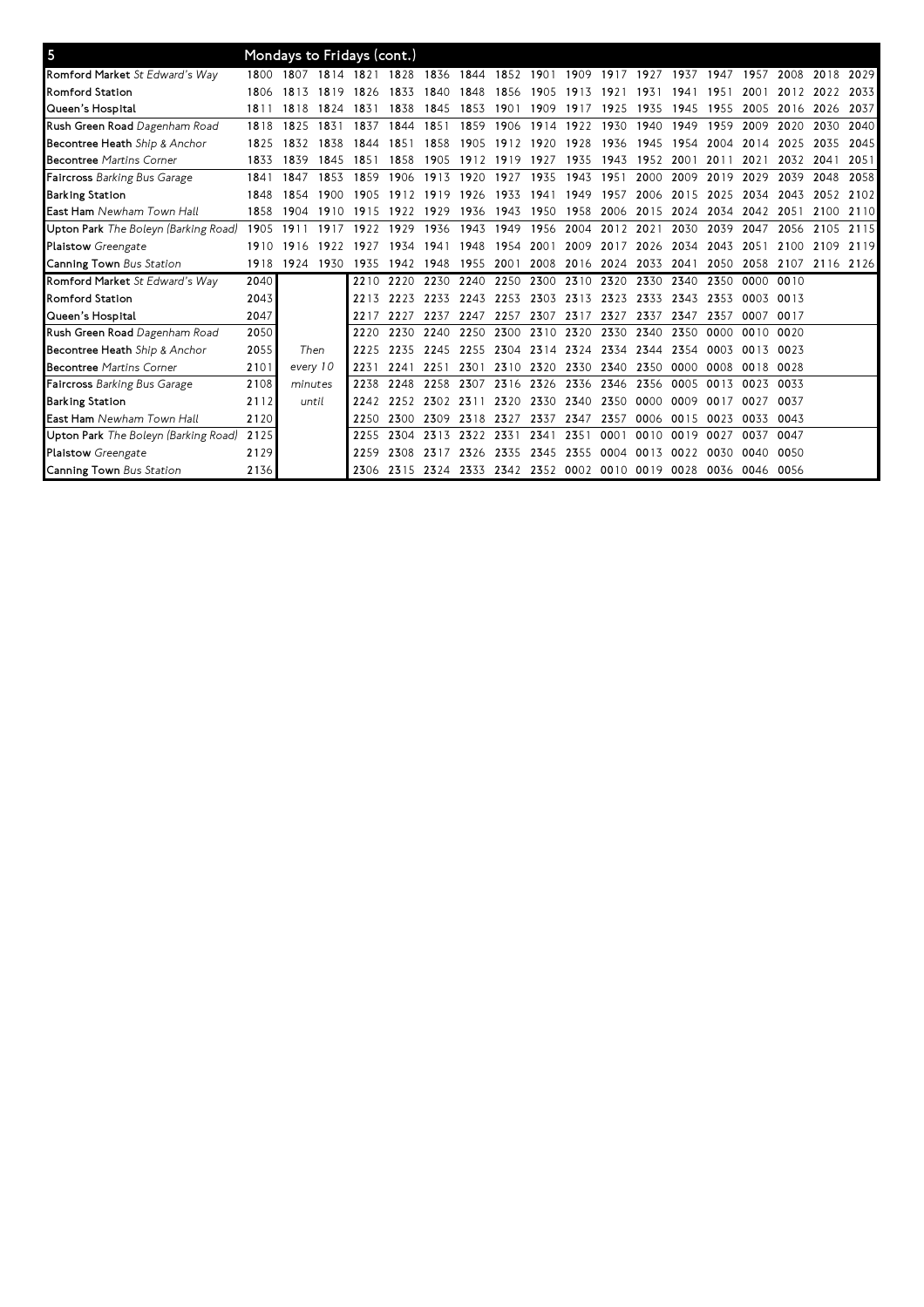## 5 Mondays to Fridays (cont.)

| Stop | | | | | | | | | | | | | | | | | | |
|---|---|---|---|---|---|---|---|---|---|---|---|---|---|---|---|---|---|---|
| **Romford Market** *St Edward's Way* | 1800 | 1807 | 1814 | 1821 | 1828 | 1836 | 1844 | 1852 | 1901 | 1909 | 1917 | 1927 | 1937 | 1947 | 1957 | 2008 | 2018 | 2029 |
| **Romford Station** | 1806 | 1813 | 1819 | 1826 | 1833 | 1840 | 1848 | 1856 | 1905 | 1913 | 1921 | 1931 | 1941 | 1951 | 2001 | 2012 | 2022 | 2033 |
| **Queen's Hospital** | 1811 | 1818 | 1824 | 1831 | 1838 | 1845 | 1853 | 1901 | 1909 | 1917 | 1925 | 1935 | 1945 | 1955 | 2005 | 2016 | 2026 | 2037 |
| **Rush Green Road** *Dagenham Road* | 1818 | 1825 | 1831 | 1837 | 1844 | 1851 | 1859 | 1906 | 1914 | 1922 | 1930 | 1940 | 1949 | 1959 | 2009 | 2020 | 2030 | 2040 |
| **Becontree Heath** *Ship & Anchor* | 1825 | 1832 | 1838 | 1844 | 1851 | 1858 | 1905 | 1912 | 1920 | 1928 | 1936 | 1945 | 1954 | 2004 | 2014 | 2025 | 2035 | 2045 |
| **Becontree** *Martins Corner* | 1833 | 1839 | 1845 | 1851 | 1858 | 1905 | 1912 | 1919 | 1927 | 1935 | 1943 | 1952 | 2001 | 2011 | 2021 | 2032 | 2041 | 2051 |
| **Faircross** *Barking Bus Garage* | 1841 | 1847 | 1853 | 1859 | 1906 | 1913 | 1920 | 1927 | 1935 | 1943 | 1951 | 2000 | 2009 | 2019 | 2029 | 2039 | 2048 | 2058 |
| **Barking Station** | 1848 | 1854 | 1900 | 1905 | 1912 | 1919 | 1926 | 1933 | 1941 | 1949 | 1957 | 2006 | 2015 | 2025 | 2034 | 2043 | 2052 | 2102 |
| **East Ham** *Newham Town Hall* | 1858 | 1904 | 1910 | 1915 | 1922 | 1929 | 1936 | 1943 | 1950 | 1958 | 2006 | 2015 | 2024 | 2034 | 2042 | 2051 | 2100 | 2110 |
| **Upton Park** *The Boleyn (Barking Road)* | 1905 | 1911 | 1917 | 1922 | 1929 | 1936 | 1943 | 1949 | 1956 | 2004 | 2012 | 2021 | 2030 | 2039 | 2047 | 2056 | 2105 | 2115 |
| **Plaistow** *Greengate* | 1910 | 1916 | 1922 | 1927 | 1934 | 1941 | 1948 | 1954 | 2001 | 2009 | 2017 | 2026 | 2034 | 2043 | 2051 | 2100 | 2109 | 2119 |
| **Canning Town** *Bus Station* | 1918 | 1924 | 1930 | 1935 | 1942 | 1948 | 1955 | 2001 | 2008 | 2016 | 2024 | 2033 | 2041 | 2050 | 2058 | 2107 | 2116 | 2126 |

| Stop | | | | | | | | | | | | | | | |
|---|---|---|---|---|---|---|---|---|---|---|---|---|---|---|---|
| **Romford Market** *St Edward's Way* | 2040 | Then every 10 minutes until | 2210 | 2220 | 2230 | 2240 | 2250 | 2300 | 2310 | 2320 | 2330 | 2340 | 2350 | 0000 | 0010 |
| **Romford Station** | 2043 | | 2213 | 2223 | 2233 | 2243 | 2253 | 2303 | 2313 | 2323 | 2333 | 2343 | 2353 | 0003 | 0013 |
| **Queen's Hospital** | 2047 | | 2217 | 2227 | 2237 | 2247 | 2257 | 2307 | 2317 | 2327 | 2337 | 2347 | 2357 | 0007 | 0017 |
| **Rush Green Road** *Dagenham Road* | 2050 | | 2220 | 2230 | 2240 | 2250 | 2300 | 2310 | 2320 | 2330 | 2340 | 2350 | 0000 | 0010 | 0020 |
| **Becontree Heath** *Ship & Anchor* | 2055 | | 2225 | 2235 | 2245 | 2255 | 2304 | 2314 | 2324 | 2334 | 2344 | 2354 | 0003 | 0013 | 0023 |
| **Becontree** *Martins Corner* | 2101 | | 2231 | 2241 | 2251 | 2301 | 2310 | 2320 | 2330 | 2340 | 2350 | 0000 | 0008 | 0018 | 0028 |
| **Faircross** *Barking Bus Garage* | 2108 | | 2238 | 2248 | 2258 | 2307 | 2316 | 2326 | 2336 | 2346 | 2356 | 0005 | 0013 | 0023 | 0033 |
| **Barking Station** | 2112 | | 2242 | 2252 | 2302 | 2311 | 2320 | 2330 | 2340 | 2350 | 0000 | 0009 | 0017 | 0027 | 0037 |
| **East Ham** *Newham Town Hall* | 2120 | | 2250 | 2300 | 2309 | 2318 | 2327 | 2337 | 2347 | 2357 | 0006 | 0015 | 0023 | 0033 | 0043 |
| **Upton Park** *The Boleyn (Barking Road)* | 2125 | | 2255 | 2304 | 2313 | 2322 | 2331 | 2341 | 2351 | 0001 | 0010 | 0019 | 0027 | 0037 | 0047 |
| **Plaistow** *Greengate* | 2129 | | 2259 | 2308 | 2317 | 2326 | 2335 | 2345 | 2355 | 0004 | 0013 | 0022 | 0030 | 0040 | 0050 |
| **Canning Town** *Bus Station* | 2136 | | 2306 | 2315 | 2324 | 2333 | 2342 | 2352 | 0002 | 0010 | 0019 | 0028 | 0036 | 0046 | 0056 |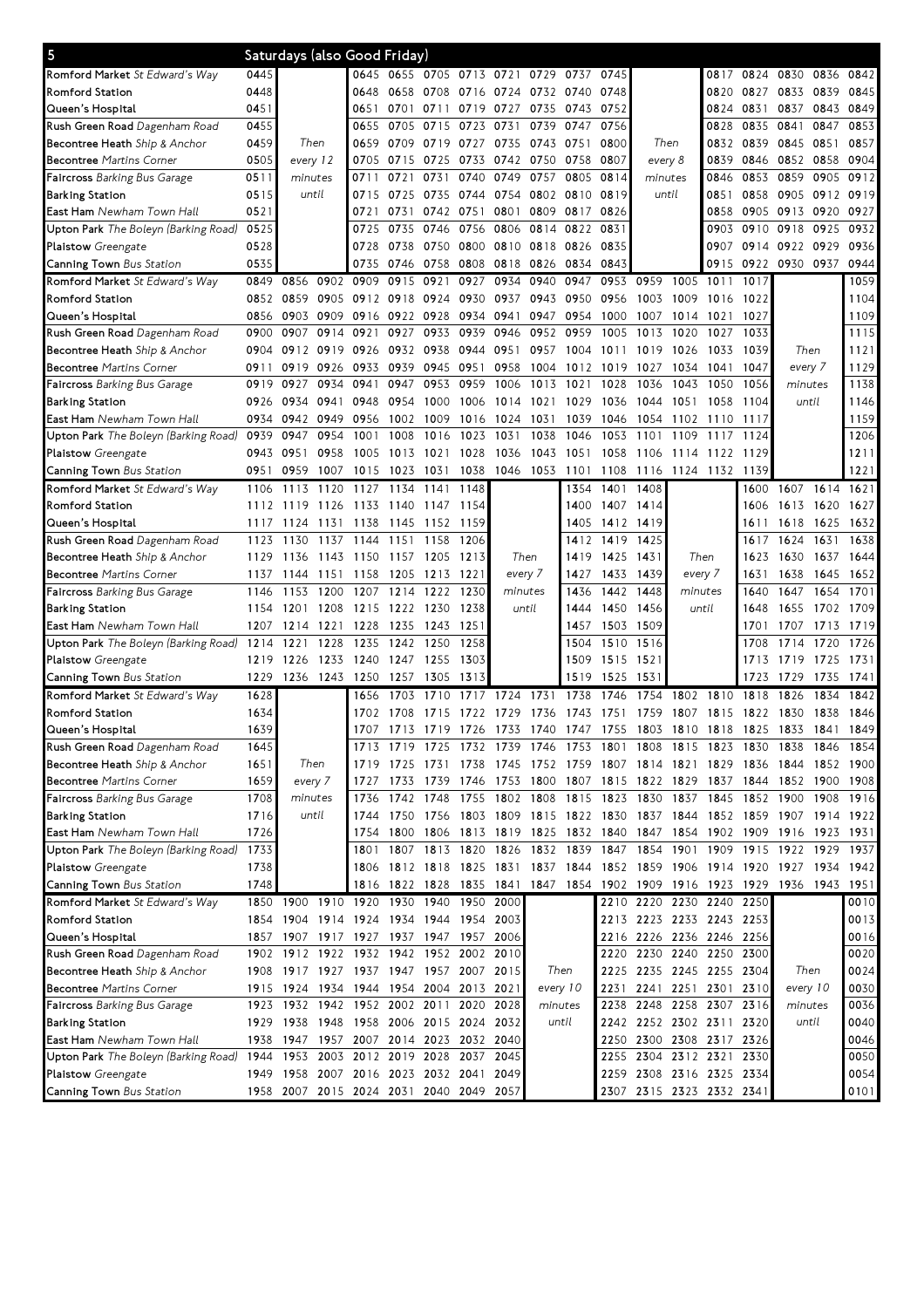| 5 | Saturdays (also Good Friday) | | | | | | | | | | | | | | | | | |
|---|---|---|---|---|---|---|---|---|---|---|---|---|---|---|---|---|---|---|
| Romford Market *St Edward's Way* | 0445 | | | 0645 | 0655 | 0705 | 0713 | 0721 | 0729 | 0737 | 0745 | | | 0817 | 0824 | 0830 | 0836 | 0842 |
| Romford Station | 0448 | | | 0648 | 0658 | 0708 | 0716 | 0724 | 0732 | 0740 | 0748 | | | 0820 | 0827 | 0833 | 0839 | 0845 |
| Queen's Hospital | 0451 | | | 0651 | 0701 | 0711 | 0719 | 0727 | 0735 | 0743 | 0752 | | | 0824 | 0831 | 0837 | 0843 | 0849 |
| Rush Green Road *Dagenham Road* | 0455 | | | 0655 | 0705 | 0715 | 0723 | 0731 | 0739 | 0747 | 0756 | | | 0828 | 0835 | 0841 | 0847 | 0853 |
| Becontree Heath *Ship & Anchor* | 0459 | Then | | 0659 | 0709 | 0719 | 0727 | 0735 | 0743 | 0751 | 0800 | Then | | 0832 | 0839 | 0845 | 0851 | 0857 |
| Becontree *Martins Corner* | 0505 | every 12 | | 0705 | 0715 | 0725 | 0733 | 0742 | 0750 | 0758 | 0807 | every 8 | | 0839 | 0846 | 0852 | 0858 | 0904 |
| Faircross *Barking Bus Garage* | 0511 | minutes | | 0711 | 0721 | 0731 | 0740 | 0749 | 0757 | 0805 | 0814 | minutes | | 0846 | 0853 | 0859 | 0905 | 0912 |
| Barking Station | 0515 | until | | 0715 | 0725 | 0735 | 0744 | 0754 | 0802 | 0810 | 0819 | until | | 0851 | 0858 | 0905 | 0912 | 0919 |
| East Ham *Newham Town Hall* | 0521 | | | 0721 | 0731 | 0742 | 0751 | 0801 | 0809 | 0817 | 0826 | | | 0858 | 0905 | 0913 | 0920 | 0927 |
| Upton Park *The Boleyn (Barking Road)* | 0525 | | | 0725 | 0735 | 0746 | 0756 | 0806 | 0814 | 0822 | 0831 | | | 0903 | 0910 | 0918 | 0925 | 0932 |
| Plaistow *Greengate* | 0528 | | | 0728 | 0738 | 0750 | 0800 | 0810 | 0818 | 0826 | 0835 | | | 0907 | 0914 | 0922 | 0929 | 0936 |
| Canning Town *Bus Station* | 0535 | | | 0735 | 0746 | 0758 | 0808 | 0818 | 0826 | 0834 | 0843 | | | 0915 | 0922 | 0930 | 0937 | 0944 |
| Romford Market *St Edward's Way* | 0849 | 0856 | 0902 | 0909 | 0915 | 0921 | 0927 | 0934 | 0940 | 0947 | 0953 | 0959 | 1005 | 1011 | 1017 | | | 1059 |
| Romford Station | 0852 | 0859 | 0905 | 0912 | 0918 | 0924 | 0930 | 0937 | 0943 | 0950 | 0956 | 1003 | 1009 | 1016 | 1022 | | | 1104 |
| Queen's Hospital | 0856 | 0903 | 0909 | 0916 | 0922 | 0928 | 0934 | 0941 | 0947 | 0954 | 1000 | 1007 | 1014 | 1021 | 1027 | | | 1109 |
| Rush Green Road *Dagenham Road* | 0900 | 0907 | 0914 | 0921 | 0927 | 0933 | 0939 | 0946 | 0952 | 0959 | 1005 | 1013 | 1020 | 1027 | 1033 | | | 1115 |
| Becontree Heath *Ship & Anchor* | 0904 | 0912 | 0919 | 0926 | 0932 | 0938 | 0944 | 0951 | 0957 | 1004 | 1011 | 1019 | 1026 | 1033 | 1039 | Then | | 1121 |
| Becontree *Martins Corner* | 0911 | 0919 | 0926 | 0933 | 0939 | 0945 | 0951 | 0958 | 1004 | 1012 | 1019 | 1027 | 1034 | 1041 | 1047 | every 7 | | 1129 |
| Faircross *Barking Bus Garage* | 0919 | 0927 | 0934 | 0941 | 0947 | 0953 | 0959 | 1006 | 1013 | 1021 | 1028 | 1036 | 1043 | 1050 | 1056 | minutes | | 1138 |
| Barking Station | 0926 | 0934 | 0941 | 0948 | 0954 | 1000 | 1006 | 1014 | 1021 | 1029 | 1036 | 1044 | 1051 | 1058 | 1104 | until | | 1146 |
| East Ham *Newham Town Hall* | 0934 | 0942 | 0949 | 0956 | 1002 | 1009 | 1016 | 1024 | 1031 | 1039 | 1046 | 1054 | 1102 | 1110 | 1117 | | | 1159 |
| Upton Park *The Boleyn (Barking Road)* | 0939 | 0947 | 0954 | 1001 | 1008 | 1016 | 1023 | 1031 | 1038 | 1046 | 1053 | 1101 | 1109 | 1117 | 1124 | | | 1206 |
| Plaistow *Greengate* | 0943 | 0951 | 0958 | 1005 | 1013 | 1021 | 1028 | 1036 | 1043 | 1051 | 1058 | 1106 | 1114 | 1122 | 1129 | | | 1211 |
| Canning Town *Bus Station* | 0951 | 0959 | 1007 | 1015 | 1023 | 1031 | 1038 | 1046 | 1053 | 1101 | 1108 | 1116 | 1124 | 1132 | 1139 | | | 1221 |
| Romford Market *St Edward's Way* | 1106 | 1113 | 1120 | 1127 | 1134 | 1141 | 1148 | | | 1354 | 1401 | 1408 | | | 1600 | 1607 | 1614 | 1621 |
| Romford Station | 1112 | 1119 | 1126 | 1133 | 1140 | 1147 | 1154 | | | 1400 | 1407 | 1414 | | | 1606 | 1613 | 1620 | 1627 |
| Queen's Hospital | 1117 | 1124 | 1131 | 1138 | 1145 | 1152 | 1159 | | | 1405 | 1412 | 1419 | | | 1611 | 1618 | 1625 | 1632 |
| Rush Green Road *Dagenham Road* | 1123 | 1130 | 1137 | 1144 | 1151 | 1158 | 1206 | | | 1412 | 1419 | 1425 | | | 1617 | 1624 | 1631 | 1638 |
| Becontree Heath *Ship & Anchor* | 1129 | 1136 | 1143 | 1150 | 1157 | 1205 | 1213 | Then | | 1419 | 1425 | 1431 | Then | | 1623 | 1630 | 1637 | 1644 |
| Becontree *Martins Corner* | 1137 | 1144 | 1151 | 1158 | 1205 | 1213 | 1221 | every 7 | | 1427 | 1433 | 1439 | every 7 | | 1631 | 1638 | 1645 | 1652 |
| Faircross *Barking Bus Garage* | 1146 | 1153 | 1200 | 1207 | 1214 | 1222 | 1230 | minutes | | 1436 | 1442 | 1448 | minutes | | 1640 | 1647 | 1654 | 1701 |
| Barking Station | 1154 | 1201 | 1208 | 1215 | 1222 | 1230 | 1238 | until | | 1444 | 1450 | 1456 | until | | 1648 | 1655 | 1702 | 1709 |
| East Ham *Newham Town Hall* | 1207 | 1214 | 1221 | 1228 | 1235 | 1243 | 1251 | | | 1457 | 1503 | 1509 | | | 1701 | 1707 | 1713 | 1719 |
| Upton Park *The Boleyn (Barking Road)* | 1214 | 1221 | 1228 | 1235 | 1242 | 1250 | 1258 | | | 1504 | 1510 | 1516 | | | 1708 | 1714 | 1720 | 1726 |
| Plaistow *Greengate* | 1219 | 1226 | 1233 | 1240 | 1247 | 1255 | 1303 | | | 1509 | 1515 | 1521 | | | 1713 | 1719 | 1725 | 1731 |
| Canning Town *Bus Station* | 1229 | 1236 | 1243 | 1250 | 1257 | 1305 | 1313 | | | 1519 | 1525 | 1531 | | | 1723 | 1729 | 1735 | 1741 |
| Romford Market *St Edward's Way* | 1628 | | | 1656 | 1703 | 1710 | 1717 | 1724 | 1731 | 1738 | 1746 | 1754 | 1802 | 1810 | 1818 | 1826 | 1834 | 1842 |
| Romford Station | 1634 | | | 1702 | 1708 | 1715 | 1722 | 1729 | 1736 | 1743 | 1751 | 1759 | 1807 | 1815 | 1822 | 1830 | 1838 | 1846 |
| Queen's Hospital | 1639 | | | 1707 | 1713 | 1719 | 1726 | 1733 | 1740 | 1747 | 1755 | 1803 | 1810 | 1818 | 1825 | 1833 | 1841 | 1849 |
| Rush Green Road *Dagenham Road* | 1645 | | | 1713 | 1719 | 1725 | 1732 | 1739 | 1746 | 1753 | 1801 | 1808 | 1815 | 1823 | 1830 | 1838 | 1846 | 1854 |
| Becontree Heath *Ship & Anchor* | 1651 | Then | | 1719 | 1725 | 1731 | 1738 | 1745 | 1752 | 1759 | 1807 | 1814 | 1821 | 1829 | 1836 | 1844 | 1852 | 1900 |
| Becontree *Martins Corner* | 1659 | every 7 | | 1727 | 1733 | 1739 | 1746 | 1753 | 1800 | 1807 | 1815 | 1822 | 1829 | 1837 | 1844 | 1852 | 1900 | 1908 |
| Faircross *Barking Bus Garage* | 1708 | minutes | | 1736 | 1742 | 1748 | 1755 | 1802 | 1808 | 1815 | 1823 | 1830 | 1837 | 1845 | 1852 | 1900 | 1908 | 1916 |
| Barking Station | 1716 | until | | 1744 | 1750 | 1756 | 1803 | 1809 | 1815 | 1822 | 1830 | 1837 | 1844 | 1852 | 1859 | 1907 | 1914 | 1922 |
| East Ham *Newham Town Hall* | 1726 | | | 1754 | 1800 | 1806 | 1813 | 1819 | 1825 | 1832 | 1840 | 1847 | 1854 | 1902 | 1909 | 1916 | 1923 | 1931 |
| Upton Park *The Boleyn (Barking Road)* | 1733 | | | 1801 | 1807 | 1813 | 1820 | 1826 | 1832 | 1839 | 1847 | 1854 | 1901 | 1909 | 1915 | 1922 | 1929 | 1937 |
| Plaistow *Greengate* | 1738 | | | 1806 | 1812 | 1818 | 1825 | 1831 | 1837 | 1844 | 1852 | 1859 | 1906 | 1914 | 1920 | 1927 | 1934 | 1942 |
| Canning Town *Bus Station* | 1748 | | | 1816 | 1822 | 1828 | 1835 | 1841 | 1847 | 1854 | 1902 | 1909 | 1916 | 1923 | 1929 | 1936 | 1943 | 1951 |
| Romford Market *St Edward's Way* | 1850 | 1900 | 1910 | 1920 | 1930 | 1940 | 1950 | 2000 | | | 2210 | 2220 | 2230 | 2240 | 2250 | | | 0010 |
| Romford Station | 1854 | 1904 | 1914 | 1924 | 1934 | 1944 | 1954 | 2003 | | | 2213 | 2223 | 2233 | 2243 | 2253 | | | 0013 |
| Queen's Hospital | 1857 | 1907 | 1917 | 1927 | 1937 | 1947 | 1957 | 2006 | | | 2216 | 2226 | 2236 | 2246 | 2256 | | | 0016 |
| Rush Green Road *Dagenham Road* | 1902 | 1912 | 1922 | 1932 | 1942 | 1952 | 2002 | 2010 | | | 2220 | 2230 | 2240 | 2250 | 2300 | | | 0020 |
| Becontree Heath *Ship & Anchor* | 1908 | 1917 | 1927 | 1937 | 1947 | 1957 | 2007 | 2015 | Then | | 2225 | 2235 | 2245 | 2255 | 2304 | Then | | 0024 |
| Becontree *Martins Corner* | 1915 | 1924 | 1934 | 1944 | 1954 | 2004 | 2013 | 2021 | every 10 | | 2231 | 2241 | 2251 | 2301 | 2310 | every 10 | | 0030 |
| Faircross *Barking Bus Garage* | 1923 | 1932 | 1942 | 1952 | 2002 | 2011 | 2020 | 2028 | minutes | | 2238 | 2248 | 2258 | 2307 | 2316 | minutes | | 0036 |
| Barking Station | 1929 | 1938 | 1948 | 1958 | 2006 | 2015 | 2024 | 2032 | until | | 2242 | 2252 | 2302 | 2311 | 2320 | until | | 0040 |
| East Ham *Newham Town Hall* | 1938 | 1947 | 1957 | 2007 | 2014 | 2023 | 2032 | 2040 | | | 2250 | 2300 | 2308 | 2317 | 2326 | | | 0046 |
| Upton Park *The Boleyn (Barking Road)* | 1944 | 1953 | 2003 | 2012 | 2019 | 2028 | 2037 | 2045 | | | 2255 | 2304 | 2312 | 2321 | 2330 | | | 0050 |
| Plaistow *Greengate* | 1949 | 1958 | 2007 | 2016 | 2023 | 2032 | 2041 | 2049 | | | 2259 | 2308 | 2316 | 2325 | 2334 | | | 0054 |
| Canning Town *Bus Station* | 1958 | 2007 | 2015 | 2024 | 2031 | 2040 | 2049 | 2057 | | | 2307 | 2315 | 2323 | 2332 | 2341 | | | 0101 |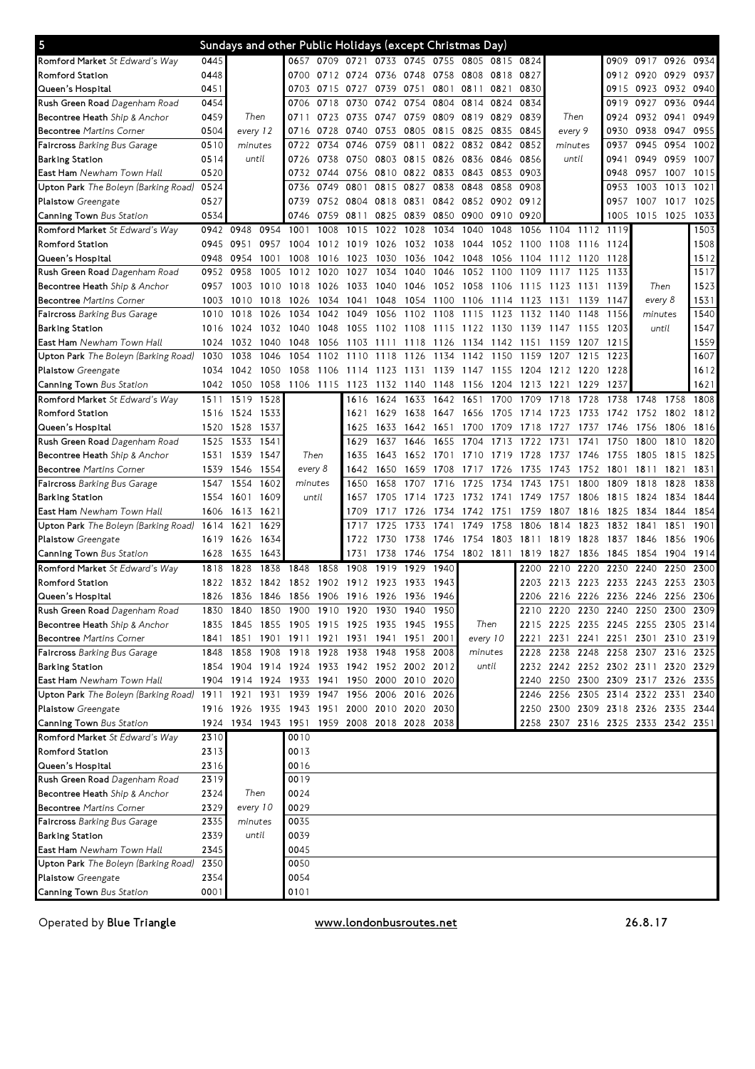## 5 Sundays and other Public Holidays (except Christmas Day)

| Stop | | | | | | | | | | | | | | | | | |
|---|---|---|---|---|---|---|---|---|---|---|---|---|---|---|---|---|---|
| Romford Market *St Edward's Way* | 0445 | | | 0657 | 0709 | 0721 | 0733 | 0745 | 0755 | 0805 | 0815 | 0824 | | | 0909 | 0917 | 0926 | 0934 |
| Romford Station | 0448 | | | 0700 | 0712 | 0724 | 0736 | 0748 | 0758 | 0808 | 0818 | 0827 | | | 0912 | 0920 | 0929 | 0937 |
| Queen's Hospital | 0451 | | | 0703 | 0715 | 0727 | 0739 | 0751 | 0801 | 0811 | 0821 | 0830 | | | 0915 | 0923 | 0932 | 0940 |
| Rush Green Road *Dagenham Road* | 0454 | | | 0706 | 0718 | 0730 | 0742 | 0754 | 0804 | 0814 | 0824 | 0834 | | | 0919 | 0927 | 0936 | 0944 |
| Becontree Heath *Ship & Anchor* | 0459 | Then | | 0711 | 0723 | 0735 | 0747 | 0759 | 0809 | 0819 | 0829 | 0839 | Then | | 0924 | 0932 | 0941 | 0949 |
| Becontree *Martins Corner* | 0504 | every 12 | | 0716 | 0728 | 0740 | 0753 | 0805 | 0815 | 0825 | 0835 | 0845 | every 9 | | 0930 | 0938 | 0947 | 0955 |
| Faircross *Barking Bus Garage* | 0510 | minutes | | 0722 | 0734 | 0746 | 0759 | 0811 | 0822 | 0832 | 0842 | 0852 | minutes | | 0937 | 0945 | 0954 | 1002 |
| Barking Station | 0514 | until | | 0726 | 0738 | 0750 | 0803 | 0815 | 0826 | 0836 | 0846 | 0856 | until | | 0941 | 0949 | 0959 | 1007 |
| East Ham *Newham Town Hall* | 0520 | | | 0732 | 0744 | 0756 | 0810 | 0822 | 0833 | 0843 | 0853 | 0903 | | | 0948 | 0957 | 1007 | 1015 |
| Upton Park *The Boleyn (Barking Road)* | 0524 | | | 0736 | 0749 | 0801 | 0815 | 0827 | 0838 | 0848 | 0858 | 0908 | | | 0953 | 1003 | 1013 | 1021 |
| Plaistow *Greengate* | 0527 | | | 0739 | 0752 | 0804 | 0818 | 0831 | 0842 | 0852 | 0902 | 0912 | | | 0957 | 1007 | 1017 | 1025 |
| Canning Town *Bus Station* | 0534 | | | 0746 | 0759 | 0811 | 0825 | 0839 | 0850 | 0900 | 0910 | 0920 | | | 1005 | 1015 | 1025 | 1033 |

| Stop | | | | | | | | | | | | | | | | | | |
|---|---|---|---|---|---|---|---|---|---|---|---|---|---|---|---|---|---|---|
| Romford Market *St Edward's Way* | 0942 | 0948 | 0954 | 1001 | 1008 | 1015 | 1022 | 1028 | 1034 | 1040 | 1048 | 1056 | 1104 | 1112 | 1119 | | | 1503 |
| Romford Station | 0945 | 0951 | 0957 | 1004 | 1012 | 1019 | 1026 | 1032 | 1038 | 1044 | 1052 | 1100 | 1108 | 1116 | 1124 | | | 1508 |
| Queen's Hospital | 0948 | 0954 | 1001 | 1008 | 1016 | 1023 | 1030 | 1036 | 1042 | 1048 | 1056 | 1104 | 1112 | 1120 | 1128 | | | 1512 |
| Rush Green Road *Dagenham Road* | 0952 | 0958 | 1005 | 1012 | 1020 | 1027 | 1034 | 1040 | 1046 | 1052 | 1100 | 1109 | 1117 | 1125 | 1133 | | | 1517 |
| Becontree Heath *Ship & Anchor* | 0957 | 1003 | 1010 | 1018 | 1026 | 1033 | 1040 | 1046 | 1052 | 1058 | 1106 | 1115 | 1123 | 1131 | 1139 | Then | | 1523 |
| Becontree *Martins Corner* | 1003 | 1010 | 1018 | 1026 | 1034 | 1041 | 1048 | 1054 | 1100 | 1106 | 1114 | 1123 | 1131 | 1139 | 1147 | every 8 | | 1531 |
| Faircross *Barking Bus Garage* | 1010 | 1018 | 1026 | 1034 | 1042 | 1049 | 1056 | 1102 | 1108 | 1115 | 1123 | 1132 | 1140 | 1148 | 1156 | minutes | | 1540 |
| Barking Station | 1016 | 1024 | 1032 | 1040 | 1048 | 1055 | 1102 | 1108 | 1115 | 1122 | 1130 | 1139 | 1147 | 1155 | 1203 | until | | 1547 |
| East Ham *Newham Town Hall* | 1024 | 1032 | 1040 | 1048 | 1056 | 1103 | 1111 | 1118 | 1126 | 1134 | 1142 | 1151 | 1159 | 1207 | 1215 | | | 1559 |
| Upton Park *The Boleyn (Barking Road)* | 1030 | 1038 | 1046 | 1054 | 1102 | 1110 | 1118 | 1126 | 1134 | 1142 | 1150 | 1159 | 1207 | 1215 | 1223 | | | 1607 |
| Plaistow *Greengate* | 1034 | 1042 | 1050 | 1058 | 1106 | 1114 | 1123 | 1131 | 1139 | 1147 | 1155 | 1204 | 1212 | 1220 | 1228 | | | 1612 |
| Canning Town *Bus Station* | 1042 | 1050 | 1058 | 1106 | 1115 | 1123 | 1132 | 1140 | 1148 | 1156 | 1204 | 1213 | 1221 | 1229 | 1237 | | | 1621 |

| Stop | | | | | | | | | | | | | | | | | | |
|---|---|---|---|---|---|---|---|---|---|---|---|---|---|---|---|---|---|---|
| Romford Market *St Edward's Way* | 1511 | 1519 | 1528 | | | 1616 | 1624 | 1633 | 1642 | 1651 | 1700 | 1709 | 1718 | 1728 | 1738 | 1748 | 1758 | 1808 |
| Romford Station | 1516 | 1524 | 1533 | | | 1621 | 1629 | 1638 | 1647 | 1656 | 1705 | 1714 | 1723 | 1733 | 1742 | 1752 | 1802 | 1812 |
| Queen's Hospital | 1520 | 1528 | 1537 | | | 1625 | 1633 | 1642 | 1651 | 1700 | 1709 | 1718 | 1727 | 1737 | 1746 | 1756 | 1806 | 1816 |
| Rush Green Road *Dagenham Road* | 1525 | 1533 | 1541 | | | 1629 | 1637 | 1646 | 1655 | 1704 | 1713 | 1722 | 1731 | 1741 | 1750 | 1800 | 1810 | 1820 |
| Becontree Heath *Ship & Anchor* | 1531 | 1539 | 1547 | Then | | 1635 | 1643 | 1652 | 1701 | 1710 | 1719 | 1728 | 1737 | 1746 | 1755 | 1805 | 1815 | 1825 |
| Becontree *Martins Corner* | 1539 | 1546 | 1554 | every 8 | | 1642 | 1650 | 1659 | 1708 | 1717 | 1726 | 1735 | 1743 | 1752 | 1801 | 1811 | 1821 | 1831 |
| Faircross *Barking Bus Garage* | 1547 | 1554 | 1602 | minutes | | 1650 | 1658 | 1707 | 1716 | 1725 | 1734 | 1743 | 1751 | 1800 | 1809 | 1818 | 1828 | 1838 |
| Barking Station | 1554 | 1601 | 1609 | until | | 1657 | 1705 | 1714 | 1723 | 1732 | 1741 | 1749 | 1757 | 1806 | 1815 | 1824 | 1834 | 1844 |
| East Ham *Newham Town Hall* | 1606 | 1613 | 1621 | | | 1709 | 1717 | 1726 | 1734 | 1742 | 1751 | 1759 | 1807 | 1816 | 1825 | 1834 | 1844 | 1854 |
| Upton Park *The Boleyn (Barking Road)* | 1614 | 1621 | 1629 | | | 1717 | 1725 | 1733 | 1741 | 1749 | 1758 | 1806 | 1814 | 1823 | 1832 | 1841 | 1851 | 1901 |
| Plaistow *Greengate* | 1619 | 1626 | 1634 | | | 1722 | 1730 | 1738 | 1746 | 1754 | 1803 | 1811 | 1819 | 1828 | 1837 | 1846 | 1856 | 1906 |
| Canning Town *Bus Station* | 1628 | 1635 | 1643 | | | 1731 | 1738 | 1746 | 1754 | 1802 | 1811 | 1819 | 1827 | 1836 | 1845 | 1854 | 1904 | 1914 |

| Stop | | | | | | | | | | | | | | | | | | |
|---|---|---|---|---|---|---|---|---|---|---|---|---|---|---|---|---|---|---|
| Romford Market *St Edward's Way* | 1818 | 1828 | 1838 | 1848 | 1858 | 1908 | 1919 | 1929 | 1940 | | | 2200 | 2210 | 2220 | 2230 | 2240 | 2250 | 2300 |
| Romford Station | 1822 | 1832 | 1842 | 1852 | 1902 | 1912 | 1923 | 1933 | 1943 | | | 2203 | 2213 | 2223 | 2233 | 2243 | 2253 | 2303 |
| Queen's Hospital | 1826 | 1836 | 1846 | 1856 | 1906 | 1916 | 1926 | 1936 | 1946 | | | 2206 | 2216 | 2226 | 2236 | 2246 | 2256 | 2306 |
| Rush Green Road *Dagenham Road* | 1830 | 1840 | 1850 | 1900 | 1910 | 1920 | 1930 | 1940 | 1950 | | | 2210 | 2220 | 2230 | 2240 | 2250 | 2300 | 2309 |
| Becontree Heath *Ship & Anchor* | 1835 | 1845 | 1855 | 1905 | 1915 | 1925 | 1935 | 1945 | 1955 | Then | | 2215 | 2225 | 2235 | 2245 | 2255 | 2305 | 2314 |
| Becontree *Martins Corner* | 1841 | 1851 | 1901 | 1911 | 1921 | 1931 | 1941 | 1951 | 2001 | every 10 | | 2221 | 2231 | 2241 | 2251 | 2301 | 2310 | 2319 |
| Faircross *Barking Bus Garage* | 1848 | 1858 | 1908 | 1918 | 1928 | 1938 | 1948 | 1958 | 2008 | minutes | | 2228 | 2238 | 2248 | 2258 | 2307 | 2316 | 2325 |
| Barking Station | 1854 | 1904 | 1914 | 1924 | 1933 | 1942 | 1952 | 2002 | 2012 | until | | 2232 | 2242 | 2252 | 2302 | 2311 | 2320 | 2329 |
| East Ham *Newham Town Hall* | 1904 | 1914 | 1924 | 1933 | 1941 | 1950 | 2000 | 2010 | 2020 | | | 2240 | 2250 | 2300 | 2309 | 2317 | 2326 | 2335 |
| Upton Park *The Boleyn (Barking Road)* | 1911 | 1921 | 1931 | 1939 | 1947 | 1956 | 2006 | 2016 | 2026 | | | 2246 | 2256 | 2305 | 2314 | 2322 | 2331 | 2340 |
| Plaistow *Greengate* | 1916 | 1926 | 1935 | 1943 | 1951 | 2000 | 2010 | 2020 | 2030 | | | 2250 | 2300 | 2309 | 2318 | 2326 | 2335 | 2344 |
| Canning Town *Bus Station* | 1924 | 1934 | 1943 | 1951 | 1959 | 2008 | 2018 | 2028 | 2038 | | | 2258 | 2307 | 2316 | 2325 | 2333 | 2342 | 2351 |

| Stop | | | | |
|---|---|---|---|---|
| Romford Market *St Edward's Way* | 2310 | | | 0010 |
| Romford Station | 2313 | | | 0013 |
| Queen's Hospital | 2316 | | | 0016 |
| Rush Green Road *Dagenham Road* | 2319 | | | 0019 |
| Becontree Heath *Ship & Anchor* | 2324 | Then | | 0024 |
| Becontree *Martins Corner* | 2329 | every 10 | | 0029 |
| Faircross *Barking Bus Garage* | 2335 | minutes | | 0035 |
| Barking Station | 2339 | until | | 0039 |
| East Ham *Newham Town Hall* | 2345 | | | 0045 |
| Upton Park *The Boleyn (Barking Road)* | 2350 | | | 0050 |
| Plaistow *Greengate* | 2354 | | | 0054 |
| Canning Town *Bus Station* | 0001 | | | 0101 |

Operated by **Blue Triangle** www.londonbusroutes.net 26.8.17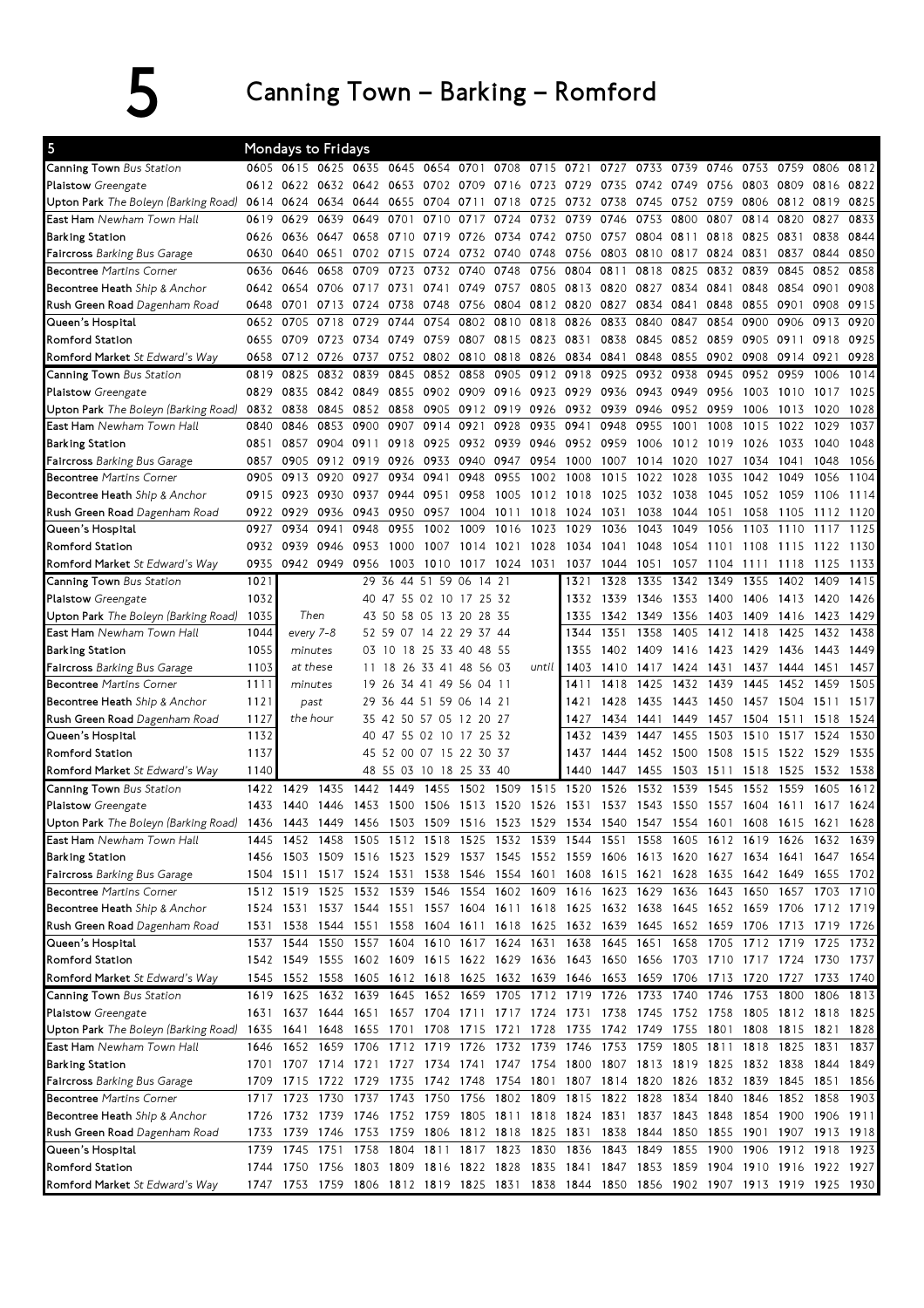# 5 Canning Town – Barking – Romford

**Mondays to Fridays**

| 5 | | | | | | | | | | | | | | | | | | |
|---|---|---|---|---|---|---|---|---|---|---|---|---|---|---|---|---|---|---|
| Canning Town *Bus Station* | 0605 | 0615 | 0625 | 0635 | 0645 | 0654 | 0701 | 0708 | 0715 | 0721 | 0727 | 0733 | 0739 | 0746 | 0753 | 0759 | 0806 | 0812 |
| Plaistow *Greengate* | 0612 | 0622 | 0632 | 0642 | 0653 | 0702 | 0709 | 0716 | 0723 | 0729 | 0735 | 0742 | 0749 | 0756 | 0803 | 0809 | 0816 | 0822 |
| Upton Park *The Boleyn (Barking Road)* | 0614 | 0624 | 0634 | 0644 | 0655 | 0704 | 0711 | 0718 | 0725 | 0732 | 0738 | 0745 | 0752 | 0759 | 0806 | 0812 | 0819 | 0825 |
| East Ham *Newham Town Hall* | 0619 | 0629 | 0639 | 0649 | 0701 | 0710 | 0717 | 0724 | 0732 | 0739 | 0746 | 0753 | 0800 | 0807 | 0814 | 0820 | 0827 | 0833 |
| Barking Station | 0626 | 0636 | 0647 | 0658 | 0710 | 0719 | 0726 | 0734 | 0742 | 0750 | 0757 | 0804 | 0811 | 0818 | 0825 | 0831 | 0838 | 0844 |
| Faircross *Barking Bus Garage* | 0630 | 0640 | 0651 | 0702 | 0715 | 0724 | 0732 | 0740 | 0748 | 0756 | 0803 | 0810 | 0817 | 0824 | 0831 | 0837 | 0844 | 0850 |
| Becontree *Martins Corner* | 0636 | 0646 | 0658 | 0709 | 0723 | 0732 | 0740 | 0748 | 0756 | 0804 | 0811 | 0818 | 0825 | 0832 | 0839 | 0845 | 0852 | 0858 |
| Becontree Heath *Ship & Anchor* | 0642 | 0654 | 0706 | 0717 | 0731 | 0741 | 0749 | 0757 | 0805 | 0813 | 0820 | 0827 | 0834 | 0841 | 0848 | 0854 | 0901 | 0908 |
| Rush Green Road *Dagenham Road* | 0648 | 0701 | 0713 | 0724 | 0738 | 0748 | 0756 | 0804 | 0812 | 0820 | 0827 | 0834 | 0841 | 0848 | 0855 | 0901 | 0908 | 0915 |
| Queen's Hospital | 0652 | 0705 | 0718 | 0729 | 0744 | 0754 | 0802 | 0810 | 0818 | 0826 | 0833 | 0840 | 0847 | 0854 | 0900 | 0906 | 0913 | 0920 |
| Romford Station | 0655 | 0709 | 0723 | 0734 | 0749 | 0759 | 0807 | 0815 | 0823 | 0831 | 0838 | 0845 | 0852 | 0859 | 0905 | 0911 | 0918 | 0925 |
| Romford Market *St Edward's Way* | 0658 | 0712 | 0726 | 0737 | 0752 | 0802 | 0810 | 0818 | 0826 | 0834 | 0841 | 0848 | 0855 | 0902 | 0908 | 0914 | 0921 | 0928 |
| Canning Town *Bus Station* | 0819 | 0825 | 0832 | 0839 | 0845 | 0852 | 0858 | 0905 | 0912 | 0918 | 0925 | 0932 | 0938 | 0945 | 0952 | 0959 | 1006 | 1014 |
| Plaistow *Greengate* | 0829 | 0835 | 0842 | 0849 | 0855 | 0902 | 0909 | 0916 | 0923 | 0929 | 0936 | 0943 | 0949 | 0956 | 1003 | 1010 | 1017 | 1025 |
| Upton Park *The Boleyn (Barking Road)* | 0832 | 0838 | 0845 | 0852 | 0858 | 0905 | 0912 | 0919 | 0926 | 0932 | 0939 | 0946 | 0952 | 0959 | 1006 | 1013 | 1020 | 1028 |
| East Ham *Newham Town Hall* | 0840 | 0846 | 0853 | 0900 | 0907 | 0914 | 0921 | 0928 | 0935 | 0941 | 0948 | 0955 | 1001 | 1008 | 1015 | 1022 | 1029 | 1037 |
| Barking Station | 0851 | 0857 | 0904 | 0911 | 0918 | 0925 | 0932 | 0939 | 0946 | 0952 | 0959 | 1006 | 1012 | 1019 | 1026 | 1033 | 1040 | 1048 |
| Faircross *Barking Bus Garage* | 0857 | 0905 | 0912 | 0919 | 0926 | 0933 | 0940 | 0947 | 0954 | 1000 | 1007 | 1014 | 1020 | 1027 | 1034 | 1041 | 1048 | 1056 |
| Becontree *Martins Corner* | 0905 | 0913 | 0920 | 0927 | 0934 | 0941 | 0948 | 0955 | 1002 | 1008 | 1015 | 1022 | 1028 | 1035 | 1042 | 1049 | 1056 | 1104 |
| Becontree Heath *Ship & Anchor* | 0915 | 0923 | 0930 | 0937 | 0944 | 0951 | 0958 | 1005 | 1012 | 1018 | 1025 | 1032 | 1038 | 1045 | 1052 | 1059 | 1106 | 1114 |
| Rush Green Road *Dagenham Road* | 0922 | 0929 | 0936 | 0943 | 0950 | 0957 | 1004 | 1011 | 1018 | 1024 | 1031 | 1038 | 1044 | 1051 | 1058 | 1105 | 1112 | 1120 |
| Queen's Hospital | 0927 | 0934 | 0941 | 0948 | 0955 | 1002 | 1009 | 1016 | 1023 | 1029 | 1036 | 1043 | 1049 | 1056 | 1103 | 1110 | 1117 | 1125 |
| Romford Station | 0932 | 0939 | 0946 | 0953 | 1000 | 1007 | 1014 | 1021 | 1028 | 1034 | 1041 | 1048 | 1054 | 1101 | 1108 | 1115 | 1122 | 1130 |
| Romford Market *St Edward's Way* | 0935 | 0942 | 0949 | 0956 | 1003 | 1010 | 1017 | 1024 | 1031 | 1037 | 1044 | 1051 | 1057 | 1104 | 1111 | 1118 | 1125 | 1133 |
| Canning Town *Bus Station* | 1021 | Then every 7-8 minutes at these minutes past the hour | | 29 36 44 51 59 06 14 21 | | | | | until | 1321 | 1328 | 1335 | 1342 | 1349 | 1355 | 1402 | 1409 | 1415 |
| Plaistow *Greengate* | 1032 | | | 40 47 55 02 10 17 25 32 | | | | | | 1332 | 1339 | 1346 | 1353 | 1400 | 1406 | 1413 | 1420 | 1426 |
| Upton Park *The Boleyn (Barking Road)* | 1035 | | | 43 50 58 05 13 20 28 35 | | | | | | 1335 | 1342 | 1349 | 1356 | 1403 | 1409 | 1416 | 1423 | 1429 |
| East Ham *Newham Town Hall* | 1044 | | | 52 59 07 14 22 29 37 44 | | | | | | 1344 | 1351 | 1358 | 1405 | 1412 | 1418 | 1425 | 1432 | 1438 |
| Barking Station | 1055 | | | 03 10 18 25 33 40 48 55 | | | | | | 1355 | 1402 | 1409 | 1416 | 1423 | 1429 | 1436 | 1443 | 1449 |
| Faircross *Barking Bus Garage* | 1103 | | | 11 18 26 33 41 48 56 03 | | | | | | 1403 | 1410 | 1417 | 1424 | 1431 | 1437 | 1444 | 1451 | 1457 |
| Becontree *Martins Corner* | 1111 | | | 19 26 34 41 49 56 04 11 | | | | | | 1411 | 1418 | 1425 | 1432 | 1439 | 1445 | 1452 | 1459 | 1505 |
| Becontree Heath *Ship & Anchor* | 1121 | | | 29 36 44 51 59 06 14 21 | | | | | | 1421 | 1428 | 1435 | 1443 | 1450 | 1457 | 1504 | 1511 | 1517 |
| Rush Green Road *Dagenham Road* | 1127 | | | 35 42 50 57 05 12 20 27 | | | | | | 1427 | 1434 | 1441 | 1449 | 1457 | 1504 | 1511 | 1518 | 1524 |
| Queen's Hospital | 1132 | | | 40 47 55 02 10 17 25 32 | | | | | | 1432 | 1439 | 1447 | 1455 | 1503 | 1510 | 1517 | 1524 | 1530 |
| Romford Station | 1137 | | | 45 52 00 07 15 22 30 37 | | | | | | 1437 | 1444 | 1452 | 1500 | 1508 | 1515 | 1522 | 1529 | 1535 |
| Romford Market *St Edward's Way* | 1140 | | | 48 55 03 10 18 25 33 40 | | | | | | 1440 | 1447 | 1455 | 1503 | 1511 | 1518 | 1525 | 1532 | 1538 |
| Canning Town *Bus Station* | 1422 | 1429 | 1435 | 1442 | 1449 | 1455 | 1502 | 1509 | 1515 | 1520 | 1526 | 1532 | 1539 | 1545 | 1552 | 1559 | 1605 | 1612 |
| Plaistow *Greengate* | 1433 | 1440 | 1446 | 1453 | 1500 | 1506 | 1513 | 1520 | 1526 | 1531 | 1537 | 1543 | 1550 | 1557 | 1604 | 1611 | 1617 | 1624 |
| Upton Park *The Boleyn (Barking Road)* | 1436 | 1443 | 1449 | 1456 | 1503 | 1509 | 1516 | 1523 | 1529 | 1534 | 1540 | 1547 | 1554 | 1601 | 1608 | 1615 | 1621 | 1628 |
| East Ham *Newham Town Hall* | 1445 | 1452 | 1458 | 1505 | 1512 | 1518 | 1525 | 1532 | 1539 | 1544 | 1551 | 1558 | 1605 | 1612 | 1619 | 1626 | 1632 | 1639 |
| Barking Station | 1456 | 1503 | 1509 | 1516 | 1523 | 1529 | 1537 | 1545 | 1552 | 1559 | 1606 | 1613 | 1620 | 1627 | 1634 | 1641 | 1647 | 1654 |
| Faircross *Barking Bus Garage* | 1504 | 1511 | 1517 | 1524 | 1531 | 1538 | 1546 | 1554 | 1601 | 1608 | 1615 | 1621 | 1628 | 1635 | 1642 | 1649 | 1655 | 1702 |
| Becontree *Martins Corner* | 1512 | 1519 | 1525 | 1532 | 1539 | 1546 | 1554 | 1602 | 1609 | 1616 | 1623 | 1629 | 1636 | 1643 | 1650 | 1657 | 1703 | 1710 |
| Becontree Heath *Ship & Anchor* | 1524 | 1531 | 1537 | 1544 | 1551 | 1557 | 1604 | 1611 | 1618 | 1625 | 1632 | 1638 | 1645 | 1652 | 1659 | 1706 | 1712 | 1719 |
| Rush Green Road *Dagenham Road* | 1531 | 1538 | 1544 | 1551 | 1558 | 1604 | 1611 | 1618 | 1625 | 1632 | 1639 | 1645 | 1652 | 1659 | 1706 | 1713 | 1719 | 1726 |
| Queen's Hospital | 1537 | 1544 | 1550 | 1557 | 1604 | 1610 | 1617 | 1624 | 1631 | 1638 | 1645 | 1651 | 1658 | 1705 | 1712 | 1719 | 1725 | 1732 |
| Romford Station | 1542 | 1549 | 1555 | 1602 | 1609 | 1615 | 1622 | 1629 | 1636 | 1643 | 1650 | 1656 | 1703 | 1710 | 1717 | 1724 | 1730 | 1737 |
| Romford Market *St Edward's Way* | 1545 | 1552 | 1558 | 1605 | 1612 | 1618 | 1625 | 1632 | 1639 | 1646 | 1653 | 1659 | 1706 | 1713 | 1720 | 1727 | 1733 | 1740 |
| Canning Town *Bus Station* | 1619 | 1625 | 1632 | 1639 | 1645 | 1652 | 1659 | 1705 | 1712 | 1719 | 1726 | 1733 | 1740 | 1746 | 1753 | 1800 | 1806 | 1813 |
| Plaistow *Greengate* | 1631 | 1637 | 1644 | 1651 | 1657 | 1704 | 1711 | 1717 | 1724 | 1731 | 1738 | 1745 | 1752 | 1758 | 1805 | 1812 | 1818 | 1825 |
| Upton Park *The Boleyn (Barking Road)* | 1635 | 1641 | 1648 | 1655 | 1701 | 1708 | 1715 | 1721 | 1728 | 1735 | 1742 | 1749 | 1755 | 1801 | 1808 | 1815 | 1821 | 1828 |
| East Ham *Newham Town Hall* | 1646 | 1652 | 1659 | 1706 | 1712 | 1719 | 1726 | 1732 | 1739 | 1746 | 1753 | 1759 | 1805 | 1811 | 1818 | 1825 | 1831 | 1837 |
| Barking Station | 1701 | 1707 | 1714 | 1721 | 1727 | 1734 | 1741 | 1747 | 1754 | 1800 | 1807 | 1813 | 1819 | 1825 | 1832 | 1838 | 1844 | 1849 |
| Faircross *Barking Bus Garage* | 1709 | 1715 | 1722 | 1729 | 1735 | 1742 | 1748 | 1754 | 1801 | 1807 | 1814 | 1820 | 1826 | 1832 | 1839 | 1845 | 1851 | 1856 |
| Becontree *Martins Corner* | 1717 | 1723 | 1730 | 1737 | 1743 | 1750 | 1756 | 1802 | 1809 | 1815 | 1822 | 1828 | 1834 | 1840 | 1846 | 1852 | 1858 | 1903 |
| Becontree Heath *Ship & Anchor* | 1726 | 1732 | 1739 | 1746 | 1752 | 1759 | 1805 | 1811 | 1818 | 1824 | 1831 | 1837 | 1843 | 1848 | 1854 | 1900 | 1906 | 1911 |
| Rush Green Road *Dagenham Road* | 1733 | 1739 | 1746 | 1753 | 1759 | 1806 | 1812 | 1818 | 1825 | 1831 | 1838 | 1844 | 1850 | 1855 | 1901 | 1907 | 1913 | 1918 |
| Queen's Hospital | 1739 | 1745 | 1751 | 1758 | 1804 | 1811 | 1817 | 1823 | 1830 | 1836 | 1843 | 1849 | 1855 | 1900 | 1906 | 1912 | 1918 | 1923 |
| Romford Station | 1744 | 1750 | 1756 | 1803 | 1809 | 1816 | 1822 | 1828 | 1835 | 1841 | 1847 | 1853 | 1859 | 1904 | 1910 | 1916 | 1922 | 1927 |
| Romford Market *St Edward's Way* | 1747 | 1753 | 1759 | 1806 | 1812 | 1819 | 1825 | 1831 | 1838 | 1844 | 1850 | 1856 | 1902 | 1907 | 1913 | 1919 | 1925 | 1930 |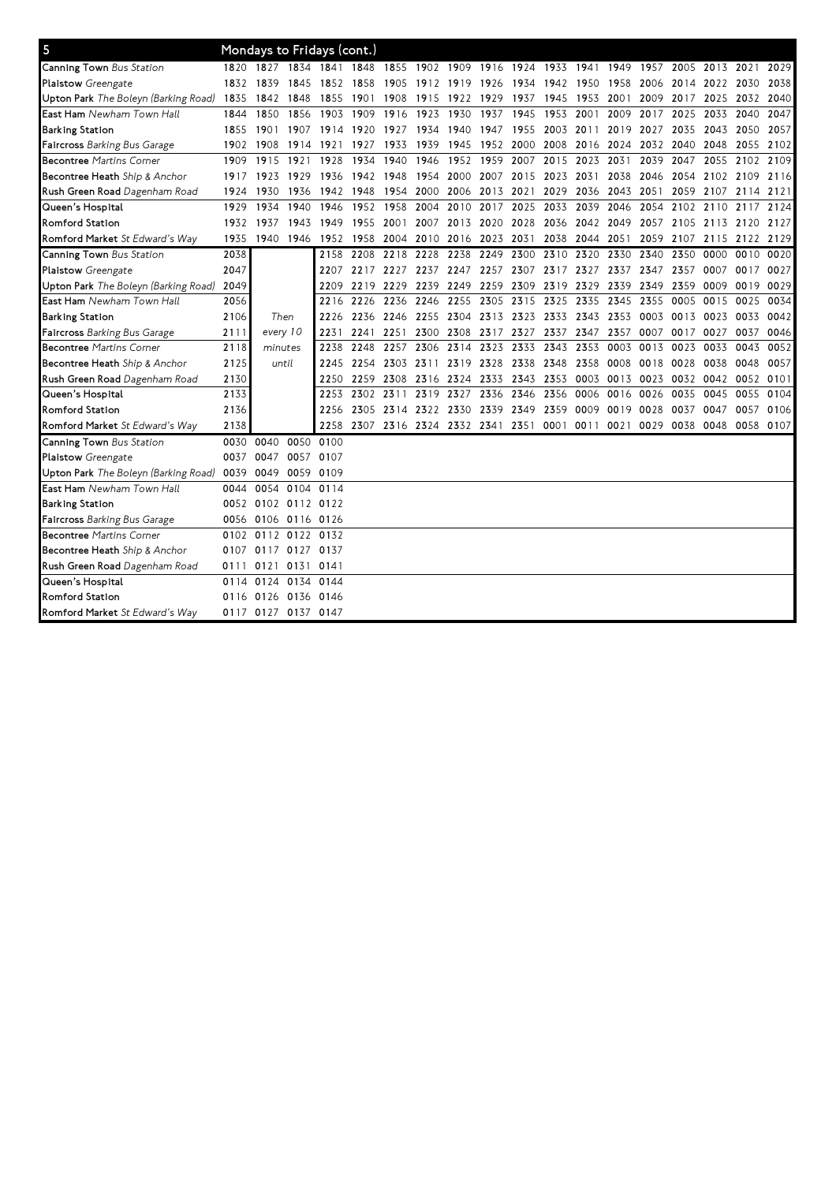## 5 Mondays to Fridays (cont.)

| Stop | | | | | | | | | | | | | | | | | | |
|---|---|---|---|---|---|---|---|---|---|---|---|---|---|---|---|---|---|---|
| Canning Town *Bus Station* | 1820 | 1827 | 1834 | 1841 | 1848 | 1855 | 1902 | 1909 | 1916 | 1924 | 1933 | 1941 | 1949 | 1957 | 2005 | 2013 | 2021 | 2029 |
| Plaistow *Greengate* | 1832 | 1839 | 1845 | 1852 | 1858 | 1905 | 1912 | 1919 | 1926 | 1934 | 1942 | 1950 | 1958 | 2006 | 2014 | 2022 | 2030 | 2038 |
| Upton Park *The Boleyn (Barking Road)* | 1835 | 1842 | 1848 | 1855 | 1901 | 1908 | 1915 | 1922 | 1929 | 1937 | 1945 | 1953 | 2001 | 2009 | 2017 | 2025 | 2032 | 2040 |
| East Ham *Newham Town Hall* | 1844 | 1850 | 1856 | 1903 | 1909 | 1916 | 1923 | 1930 | 1937 | 1945 | 1953 | 2001 | 2009 | 2017 | 2025 | 2033 | 2040 | 2047 |
| Barking Station | 1855 | 1901 | 1907 | 1914 | 1920 | 1927 | 1934 | 1940 | 1947 | 1955 | 2003 | 2011 | 2019 | 2027 | 2035 | 2043 | 2050 | 2057 |
| Faircross *Barking Bus Garage* | 1902 | 1908 | 1914 | 1921 | 1927 | 1933 | 1939 | 1945 | 1952 | 2000 | 2008 | 2016 | 2024 | 2032 | 2040 | 2048 | 2055 | 2102 |
| Becontree *Martins Corner* | 1909 | 1915 | 1921 | 1928 | 1934 | 1940 | 1946 | 1952 | 1959 | 2007 | 2015 | 2023 | 2031 | 2039 | 2047 | 2055 | 2102 | 2109 |
| Becontree Heath *Ship & Anchor* | 1917 | 1923 | 1929 | 1936 | 1942 | 1948 | 1954 | 2000 | 2007 | 2015 | 2023 | 2031 | 2038 | 2046 | 2054 | 2102 | 2109 | 2116 |
| Rush Green Road *Dagenham Road* | 1924 | 1930 | 1936 | 1942 | 1948 | 1954 | 2000 | 2006 | 2013 | 2021 | 2029 | 2036 | 2043 | 2051 | 2059 | 2107 | 2114 | 2121 |
| Queen's Hospital | 1929 | 1934 | 1940 | 1946 | 1952 | 1958 | 2004 | 2010 | 2017 | 2025 | 2033 | 2039 | 2046 | 2054 | 2102 | 2110 | 2117 | 2124 |
| Romford Station | 1932 | 1937 | 1943 | 1949 | 1955 | 2001 | 2007 | 2013 | 2020 | 2028 | 2036 | 2042 | 2049 | 2057 | 2105 | 2113 | 2120 | 2127 |
| Romford Market *St Edward's Way* | 1935 | 1940 | 1946 | 1952 | 1958 | 2004 | 2010 | 2016 | 2023 | 2031 | 2038 | 2044 | 2051 | 2059 | 2107 | 2115 | 2122 | 2129 |

| Stop | | | | | | | | | | | | | | | | | |
|---|---|---|---|---|---|---|---|---|---|---|---|---|---|---|---|---|---|
| Canning Town *Bus Station* | 2038 | Then every 10 minutes until | 2158 | 2208 | 2218 | 2228 | 2238 | 2249 | 2300 | 2310 | 2320 | 2330 | 2340 | 2350 | 0000 | 0010 | 0020 |
| Plaistow *Greengate* | 2047 | | 2207 | 2217 | 2227 | 2237 | 2247 | 2257 | 2307 | 2317 | 2327 | 2337 | 2347 | 2357 | 0007 | 0017 | 0027 |
| Upton Park *The Boleyn (Barking Road)* | 2049 | | 2209 | 2219 | 2229 | 2239 | 2249 | 2259 | 2309 | 2319 | 2329 | 2339 | 2349 | 2359 | 0009 | 0019 | 0029 |
| East Ham *Newham Town Hall* | 2056 | | 2216 | 2226 | 2236 | 2246 | 2255 | 2305 | 2315 | 2325 | 2335 | 2345 | 2355 | 0005 | 0015 | 0025 | 0034 |
| Barking Station | 2106 | | 2226 | 2236 | 2246 | 2255 | 2304 | 2313 | 2323 | 2333 | 2343 | 2353 | 0003 | 0013 | 0023 | 0033 | 0042 |
| Faircross *Barking Bus Garage* | 2111 | | 2231 | 2241 | 2251 | 2300 | 2308 | 2317 | 2327 | 2337 | 2347 | 2357 | 0007 | 0017 | 0027 | 0037 | 0046 |
| Becontree *Martins Corner* | 2118 | | 2238 | 2248 | 2257 | 2306 | 2314 | 2323 | 2333 | 2343 | 2353 | 0003 | 0013 | 0023 | 0033 | 0043 | 0052 |
| Becontree Heath *Ship & Anchor* | 2125 | | 2245 | 2254 | 2303 | 2311 | 2319 | 2328 | 2338 | 2348 | 2358 | 0008 | 0018 | 0028 | 0038 | 0048 | 0057 |
| Rush Green Road *Dagenham Road* | 2130 | | 2250 | 2259 | 2308 | 2316 | 2324 | 2333 | 2343 | 2353 | 0003 | 0013 | 0023 | 0032 | 0042 | 0052 | 0101 |
| Queen's Hospital | 2133 | | 2253 | 2302 | 2311 | 2319 | 2327 | 2336 | 2346 | 2356 | 0006 | 0016 | 0026 | 0035 | 0045 | 0055 | 0104 |
| Romford Station | 2136 | | 2256 | 2305 | 2314 | 2322 | 2330 | 2339 | 2349 | 2359 | 0009 | 0019 | 0028 | 0037 | 0047 | 0057 | 0106 |
| Romford Market *St Edward's Way* | 2138 | | 2258 | 2307 | 2316 | 2324 | 2332 | 2341 | 2351 | 0001 | 0011 | 0021 | 0029 | 0038 | 0048 | 0058 | 0107 |

| Stop | | | | |
|---|---|---|---|---|
| Canning Town *Bus Station* | 0030 | 0040 | 0050 | 0100 |
| Plaistow *Greengate* | 0037 | 0047 | 0057 | 0107 |
| Upton Park *The Boleyn (Barking Road)* | 0039 | 0049 | 0059 | 0109 |
| East Ham *Newham Town Hall* | 0044 | 0054 | 0104 | 0114 |
| Barking Station | 0052 | 0102 | 0112 | 0122 |
| Faircross *Barking Bus Garage* | 0056 | 0106 | 0116 | 0126 |
| Becontree *Martins Corner* | 0102 | 0112 | 0122 | 0132 |
| Becontree Heath *Ship & Anchor* | 0107 | 0117 | 0127 | 0137 |
| Rush Green Road *Dagenham Road* | 0111 | 0121 | 0131 | 0141 |
| Queen's Hospital | 0114 | 0124 | 0134 | 0144 |
| Romford Station | 0116 | 0126 | 0136 | 0146 |
| Romford Market *St Edward's Way* | 0117 | 0127 | 0137 | 0147 |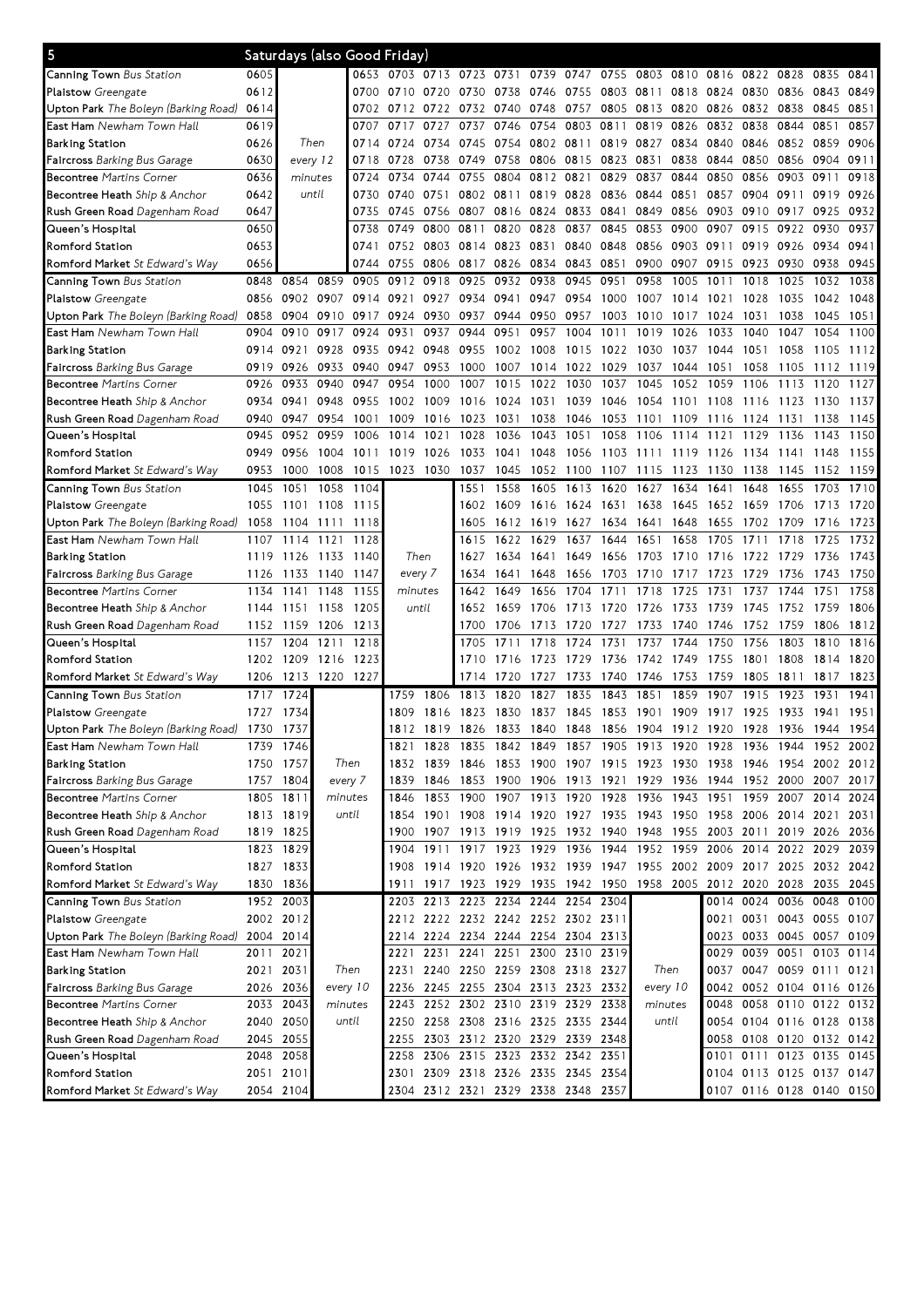# 5 Saturdays (also Good Friday)

| Stop | | | | | | | | | | | | | | | | | | |
|---|---|---|---|---|---|---|---|---|---|---|---|---|---|---|---|---|---|---|
| **Canning Town** Bus Station | 0605 | | | 0653 | 0703 | 0713 | 0723 | 0731 | 0739 | 0747 | 0755 | 0803 | 0810 | 0816 | 0822 | 0828 | 0835 | 0841 |
| **Plaistow** Greengate | 0612 | | | 0700 | 0710 | 0720 | 0730 | 0738 | 0746 | 0755 | 0803 | 0811 | 0818 | 0824 | 0830 | 0836 | 0843 | 0849 |
| **Upton Park** The Boleyn (Barking Road) | 0614 | | | 0702 | 0712 | 0722 | 0732 | 0740 | 0748 | 0757 | 0805 | 0813 | 0820 | 0826 | 0832 | 0838 | 0845 | 0851 |
| **East Ham** Newham Town Hall | 0619 | | | 0707 | 0717 | 0727 | 0737 | 0746 | 0754 | 0803 | 0811 | 0819 | 0826 | 0832 | 0838 | 0844 | 0851 | 0857 |
| **Barking Station** | 0626 | Then | | 0714 | 0724 | 0734 | 0745 | 0754 | 0802 | 0811 | 0819 | 0827 | 0834 | 0840 | 0846 | 0852 | 0859 | 0906 |
| **Faircross** Barking Bus Garage | 0630 | every 12 | | 0718 | 0728 | 0738 | 0749 | 0758 | 0806 | 0815 | 0823 | 0831 | 0838 | 0844 | 0850 | 0856 | 0904 | 0911 |
| **Becontree** Martins Corner | 0636 | minutes | | 0724 | 0734 | 0744 | 0755 | 0804 | 0812 | 0821 | 0829 | 0837 | 0844 | 0850 | 0856 | 0903 | 0911 | 0918 |
| **Becontree Heath** Ship & Anchor | 0642 | until | | 0730 | 0740 | 0751 | 0802 | 0811 | 0819 | 0828 | 0836 | 0844 | 0851 | 0857 | 0904 | 0911 | 0919 | 0926 |
| **Rush Green Road** Dagenham Road | 0647 | | | 0735 | 0745 | 0756 | 0807 | 0816 | 0824 | 0833 | 0841 | 0849 | 0856 | 0903 | 0910 | 0917 | 0925 | 0932 |
| **Queen's Hospital** | 0650 | | | 0738 | 0749 | 0800 | 0811 | 0820 | 0828 | 0837 | 0845 | 0853 | 0900 | 0907 | 0915 | 0922 | 0930 | 0937 |
| **Romford Station** | 0653 | | | 0741 | 0752 | 0803 | 0814 | 0823 | 0831 | 0840 | 0848 | 0856 | 0903 | 0911 | 0919 | 0926 | 0934 | 0941 |
| **Romford Market** St Edward's Way | 0656 | | | 0744 | 0755 | 0806 | 0817 | 0826 | 0834 | 0843 | 0851 | 0900 | 0907 | 0915 | 0923 | 0930 | 0938 | 0945 |
| **Canning Town** Bus Station | 0848 | 0854 | 0859 | 0905 | 0912 | 0918 | 0925 | 0932 | 0938 | 0945 | 0951 | 0958 | 1005 | 1011 | 1018 | 1025 | 1032 | 1038 |
| **Plaistow** Greengate | 0856 | 0902 | 0907 | 0914 | 0921 | 0927 | 0934 | 0941 | 0947 | 0954 | 1000 | 1007 | 1014 | 1021 | 1028 | 1035 | 1042 | 1048 |
| **Upton Park** The Boleyn (Barking Road) | 0858 | 0904 | 0910 | 0917 | 0924 | 0930 | 0937 | 0944 | 0950 | 0957 | 1003 | 1010 | 1017 | 1024 | 1031 | 1038 | 1045 | 1051 |
| **East Ham** Newham Town Hall | 0904 | 0910 | 0917 | 0924 | 0931 | 0937 | 0944 | 0951 | 0957 | 1004 | 1011 | 1019 | 1026 | 1033 | 1040 | 1047 | 1054 | 1100 |
| **Barking Station** | 0914 | 0921 | 0928 | 0935 | 0942 | 0948 | 0955 | 1002 | 1008 | 1015 | 1022 | 1030 | 1037 | 1044 | 1051 | 1058 | 1105 | 1112 |
| **Faircross** Barking Bus Garage | 0919 | 0926 | 0933 | 0940 | 0947 | 0953 | 1000 | 1007 | 1014 | 1022 | 1029 | 1037 | 1044 | 1051 | 1058 | 1105 | 1112 | 1119 |
| **Becontree** Martins Corner | 0926 | 0933 | 0940 | 0947 | 0954 | 1000 | 1007 | 1015 | 1022 | 1030 | 1037 | 1045 | 1052 | 1059 | 1106 | 1113 | 1120 | 1127 |
| **Becontree Heath** Ship & Anchor | 0934 | 0941 | 0948 | 0955 | 1002 | 1009 | 1016 | 1024 | 1031 | 1039 | 1046 | 1054 | 1101 | 1108 | 1116 | 1123 | 1130 | 1137 |
| **Rush Green Road** Dagenham Road | 0940 | 0947 | 0954 | 1001 | 1009 | 1016 | 1023 | 1031 | 1038 | 1046 | 1053 | 1101 | 1109 | 1116 | 1124 | 1131 | 1138 | 1145 |
| **Queen's Hospital** | 0945 | 0952 | 0959 | 1006 | 1014 | 1021 | 1028 | 1036 | 1043 | 1051 | 1058 | 1106 | 1114 | 1121 | 1129 | 1136 | 1143 | 1150 |
| **Romford Station** | 0949 | 0956 | 1004 | 1011 | 1019 | 1026 | 1033 | 1041 | 1048 | 1056 | 1103 | 1111 | 1119 | 1126 | 1134 | 1141 | 1148 | 1155 |
| **Romford Market** St Edward's Way | 0953 | 1000 | 1008 | 1015 | 1023 | 1030 | 1037 | 1045 | 1052 | 1100 | 1107 | 1115 | 1123 | 1130 | 1138 | 1145 | 1152 | 1159 |
| **Canning Town** Bus Station | 1045 | 1051 | 1058 | 1104 | | | 1551 | 1558 | 1605 | 1613 | 1620 | 1627 | 1634 | 1641 | 1648 | 1655 | 1703 | 1710 |
| **Plaistow** Greengate | 1055 | 1101 | 1108 | 1115 | | | 1602 | 1609 | 1616 | 1624 | 1631 | 1638 | 1645 | 1652 | 1659 | 1706 | 1713 | 1720 |
| **Upton Park** The Boleyn (Barking Road) | 1058 | 1104 | 1111 | 1118 | | | 1605 | 1612 | 1619 | 1627 | 1634 | 1641 | 1648 | 1655 | 1702 | 1709 | 1716 | 1723 |
| **East Ham** Newham Town Hall | 1107 | 1114 | 1121 | 1128 | | | 1615 | 1622 | 1629 | 1637 | 1644 | 1651 | 1658 | 1705 | 1711 | 1718 | 1725 | 1732 |
| **Barking Station** | 1119 | 1126 | 1133 | 1140 | Then | | 1627 | 1634 | 1641 | 1649 | 1656 | 1703 | 1710 | 1716 | 1722 | 1729 | 1736 | 1743 |
| **Faircross** Barking Bus Garage | 1126 | 1133 | 1140 | 1147 | every 7 | | 1634 | 1641 | 1648 | 1656 | 1703 | 1710 | 1717 | 1723 | 1729 | 1736 | 1743 | 1750 |
| **Becontree** Martins Corner | 1134 | 1141 | 1148 | 1155 | minutes | | 1642 | 1649 | 1656 | 1704 | 1711 | 1718 | 1725 | 1731 | 1737 | 1744 | 1751 | 1758 |
| **Becontree Heath** Ship & Anchor | 1144 | 1151 | 1158 | 1205 | until | | 1652 | 1659 | 1706 | 1713 | 1720 | 1726 | 1733 | 1739 | 1745 | 1752 | 1759 | 1806 |
| **Rush Green Road** Dagenham Road | 1152 | 1159 | 1206 | 1213 | | | 1700 | 1706 | 1713 | 1720 | 1727 | 1733 | 1740 | 1746 | 1752 | 1759 | 1806 | 1812 |
| **Queen's Hospital** | 1157 | 1204 | 1211 | 1218 | | | 1705 | 1711 | 1718 | 1724 | 1731 | 1737 | 1744 | 1750 | 1756 | 1803 | 1810 | 1816 |
| **Romford Station** | 1202 | 1209 | 1216 | 1223 | | | 1710 | 1716 | 1723 | 1729 | 1736 | 1742 | 1749 | 1755 | 1801 | 1808 | 1814 | 1820 |
| **Romford Market** St Edward's Way | 1206 | 1213 | 1220 | 1227 | | | 1714 | 1720 | 1727 | 1733 | 1740 | 1746 | 1753 | 1759 | 1805 | 1811 | 1817 | 1823 |
| **Canning Town** Bus Station | 1717 | 1724 | | | 1759 | 1806 | 1813 | 1820 | 1827 | 1835 | 1843 | 1851 | 1859 | 1907 | 1915 | 1923 | 1931 | 1941 |
| **Plaistow** Greengate | 1727 | 1734 | | | 1809 | 1816 | 1823 | 1830 | 1837 | 1845 | 1853 | 1901 | 1909 | 1917 | 1925 | 1933 | 1941 | 1951 |
| **Upton Park** The Boleyn (Barking Road) | 1730 | 1737 | | | 1812 | 1819 | 1826 | 1833 | 1840 | 1848 | 1856 | 1904 | 1912 | 1920 | 1928 | 1936 | 1944 | 1954 |
| **East Ham** Newham Town Hall | 1739 | 1746 | | | 1821 | 1828 | 1835 | 1842 | 1849 | 1857 | 1905 | 1913 | 1920 | 1928 | 1936 | 1944 | 1952 | 2002 |
| **Barking Station** | 1750 | 1757 | Then | | 1832 | 1839 | 1846 | 1853 | 1900 | 1907 | 1915 | 1923 | 1930 | 1938 | 1946 | 1954 | 2002 | 2012 |
| **Faircross** Barking Bus Garage | 1757 | 1804 | every 7 | | 1839 | 1846 | 1853 | 1900 | 1906 | 1913 | 1921 | 1929 | 1936 | 1944 | 1952 | 2000 | 2007 | 2017 |
| **Becontree** Martins Corner | 1805 | 1811 | minutes | | 1846 | 1853 | 1900 | 1907 | 1913 | 1920 | 1928 | 1936 | 1943 | 1951 | 1959 | 2007 | 2014 | 2024 |
| **Becontree Heath** Ship & Anchor | 1813 | 1819 | until | | 1854 | 1901 | 1908 | 1914 | 1920 | 1927 | 1935 | 1943 | 1950 | 1958 | 2006 | 2014 | 2021 | 2031 |
| **Rush Green Road** Dagenham Road | 1819 | 1825 | | | 1900 | 1907 | 1913 | 1919 | 1925 | 1932 | 1940 | 1948 | 1955 | 2003 | 2011 | 2019 | 2026 | 2036 |
| **Queen's Hospital** | 1823 | 1829 | | | 1904 | 1911 | 1917 | 1923 | 1929 | 1936 | 1944 | 1952 | 1959 | 2006 | 2014 | 2022 | 2029 | 2039 |
| **Romford Station** | 1827 | 1833 | | | 1908 | 1914 | 1920 | 1926 | 1932 | 1939 | 1947 | 1955 | 2002 | 2009 | 2017 | 2025 | 2032 | 2042 |
| **Romford Market** St Edward's Way | 1830 | 1836 | | | 1911 | 1917 | 1923 | 1929 | 1935 | 1942 | 1950 | 1958 | 2005 | 2012 | 2020 | 2028 | 2035 | 2045 |
| **Canning Town** Bus Station | 1952 | 2003 | | | 2203 | 2213 | 2223 | 2234 | 2244 | 2254 | 2304 | | | 0014 | 0024 | 0036 | 0048 | 0100 |
| **Plaistow** Greengate | 2002 | 2012 | | | 2212 | 2222 | 2232 | 2242 | 2252 | 2302 | 2311 | | | 0021 | 0031 | 0043 | 0055 | 0107 |
| **Upton Park** The Boleyn (Barking Road) | 2004 | 2014 | | | 2214 | 2224 | 2234 | 2244 | 2254 | 2304 | 2313 | | | 0023 | 0033 | 0045 | 0057 | 0109 |
| **East Ham** Newham Town Hall | 2011 | 2021 | | | 2221 | 2231 | 2241 | 2251 | 2300 | 2310 | 2319 | | | 0029 | 0039 | 0051 | 0103 | 0114 |
| **Barking Station** | 2021 | 2031 | Then | | 2231 | 2240 | 2250 | 2259 | 2308 | 2318 | 2327 | Then | | 0037 | 0047 | 0059 | 0111 | 0121 |
| **Faircross** Barking Bus Garage | 2026 | 2036 | every 10 | | 2236 | 2245 | 2255 | 2304 | 2313 | 2323 | 2332 | every 10 | | 0042 | 0052 | 0104 | 0116 | 0126 |
| **Becontree** Martins Corner | 2033 | 2043 | minutes | | 2243 | 2252 | 2302 | 2310 | 2319 | 2329 | 2338 | minutes | | 0048 | 0058 | 0110 | 0122 | 0132 |
| **Becontree Heath** Ship & Anchor | 2040 | 2050 | until | | 2250 | 2258 | 2308 | 2316 | 2325 | 2335 | 2344 | until | | 0054 | 0104 | 0116 | 0128 | 0138 |
| **Rush Green Road** Dagenham Road | 2045 | 2055 | | | 2255 | 2303 | 2312 | 2320 | 2329 | 2339 | 2348 | | | 0058 | 0108 | 0120 | 0132 | 0142 |
| **Queen's Hospital** | 2048 | 2058 | | | 2258 | 2306 | 2315 | 2323 | 2332 | 2342 | 2351 | | | 0101 | 0111 | 0123 | 0135 | 0145 |
| **Romford Station** | 2051 | 2101 | | | 2301 | 2309 | 2318 | 2326 | 2335 | 2345 | 2354 | | | 0104 | 0113 | 0125 | 0137 | 0147 |
| **Romford Market** St Edward's Way | 2054 | 2104 | | | 2304 | 2312 | 2321 | 2329 | 2338 | 2348 | 2357 | | | 0107 | 0116 | 0128 | 0140 | 0150 |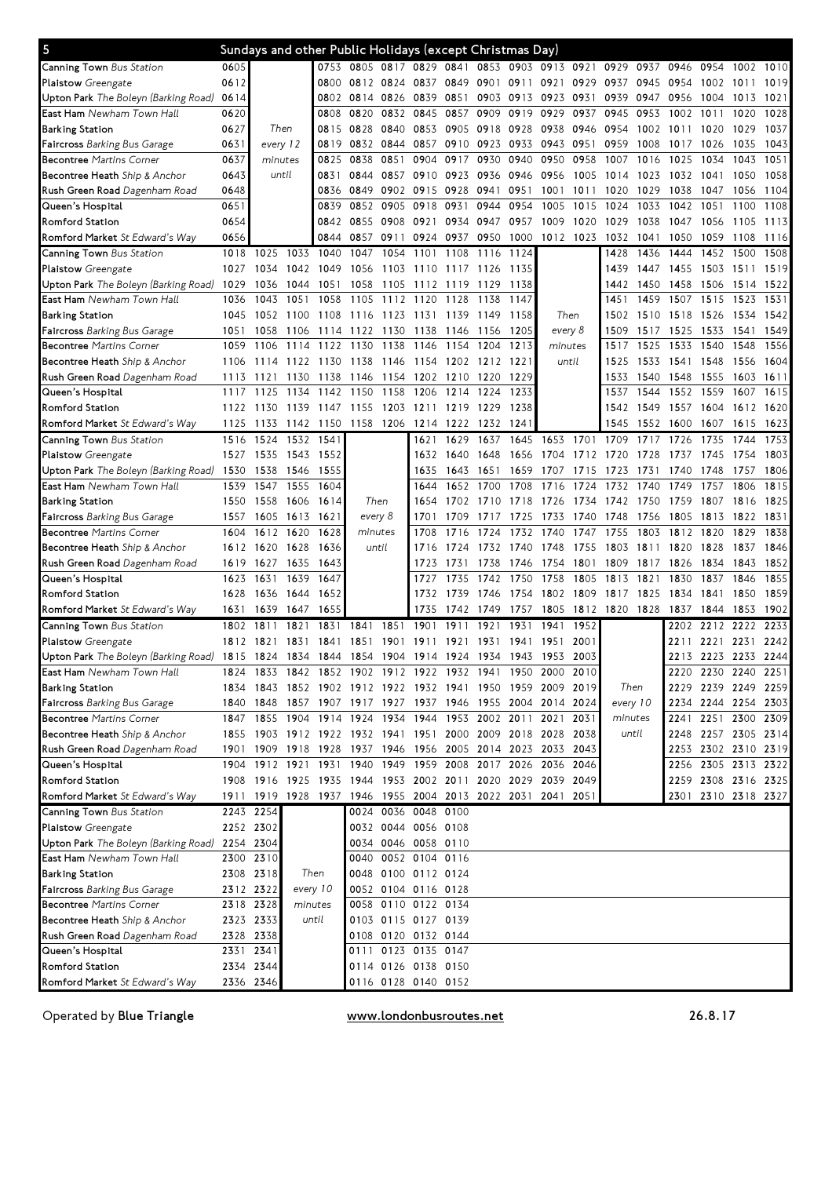## 5 — Sundays and other Public Holidays (except Christmas Day)

| | | | | | | | | | | | | | | | | | | |
|---|---|---|---|---|---|---|---|---|---|---|---|---|---|---|---|---|---|---|
| **Canning Town** Bus Station | 0605 | | | 0753 | 0805 | 0817 | 0829 | 0841 | 0853 | 0903 | 0913 | 0921 | 0929 | 0937 | 0946 | 0954 | 1002 | 1010 |
| **Plaistow** Greengate | 0612 | | | 0800 | 0812 | 0824 | 0837 | 0849 | 0901 | 0911 | 0921 | 0929 | 0937 | 0945 | 0954 | 1002 | 1011 | 1019 |
| **Upton Park** The Boleyn (Barking Road) | 0614 | | | 0802 | 0814 | 0826 | 0839 | 0851 | 0903 | 0913 | 0923 | 0931 | 0939 | 0947 | 0956 | 1004 | 1013 | 1021 |
| **East Ham** Newham Town Hall | 0620 | | | 0808 | 0820 | 0832 | 0845 | 0857 | 0909 | 0919 | 0929 | 0937 | 0945 | 0953 | 1002 | 1011 | 1020 | 1028 |
| **Barking Station** | 0627 | Then | | 0815 | 0828 | 0840 | 0853 | 0905 | 0918 | 0928 | 0938 | 0946 | 0954 | 1002 | 1011 | 1020 | 1029 | 1037 |
| **Faircross** Barking Bus Garage | 0631 | every 12 | | 0819 | 0832 | 0844 | 0857 | 0910 | 0923 | 0933 | 0943 | 0951 | 0959 | 1008 | 1017 | 1026 | 1035 | 1043 |
| **Becontree** Martins Corner | 0637 | minutes | | 0825 | 0838 | 0851 | 0904 | 0917 | 0930 | 0940 | 0950 | 0958 | 1007 | 1016 | 1025 | 1034 | 1043 | 1051 |
| **Becontree Heath** Ship & Anchor | 0643 | until | | 0831 | 0844 | 0857 | 0910 | 0923 | 0936 | 0946 | 0956 | 1005 | 1014 | 1023 | 1032 | 1041 | 1050 | 1058 |
| **Rush Green Road** Dagenham Road | 0648 | | | 0836 | 0849 | 0902 | 0915 | 0928 | 0941 | 0951 | 1001 | 1011 | 1020 | 1029 | 1038 | 1047 | 1056 | 1104 |
| **Queen's Hospital** | 0651 | | | 0839 | 0852 | 0905 | 0918 | 0931 | 0944 | 0954 | 1005 | 1015 | 1024 | 1033 | 1042 | 1051 | 1100 | 1108 |
| **Romford Station** | 0654 | | | 0842 | 0855 | 0908 | 0921 | 0934 | 0947 | 0957 | 1009 | 1020 | 1029 | 1038 | 1047 | 1056 | 1105 | 1113 |
| **Romford Market** St Edward's Way | 0656 | | | 0844 | 0857 | 0911 | 0924 | 0937 | 0950 | 1000 | 1012 | 1023 | 1032 | 1041 | 1050 | 1059 | 1108 | 1116 |
| **Canning Town** Bus Station | 1018 | 1025 | 1033 | 1040 | 1047 | 1054 | 1101 | 1108 | 1116 | 1124 | | | 1428 | 1436 | 1444 | 1452 | 1500 | 1508 |
| **Plaistow** Greengate | 1027 | 1034 | 1042 | 1049 | 1056 | 1103 | 1110 | 1117 | 1126 | 1135 | | | 1439 | 1447 | 1455 | 1503 | 1511 | 1519 |
| **Upton Park** The Boleyn (Barking Road) | 1029 | 1036 | 1044 | 1051 | 1058 | 1105 | 1112 | 1119 | 1129 | 1138 | | | 1442 | 1450 | 1458 | 1506 | 1514 | 1522 |
| **East Ham** Newham Town Hall | 1036 | 1043 | 1051 | 1058 | 1105 | 1112 | 1120 | 1128 | 1138 | 1147 | | | 1451 | 1459 | 1507 | 1515 | 1523 | 1531 |
| **Barking Station** | 1045 | 1052 | 1100 | 1108 | 1116 | 1123 | 1131 | 1139 | 1149 | 1158 | Then | | 1502 | 1510 | 1518 | 1526 | 1534 | 1542 |
| **Faircross** Barking Bus Garage | 1051 | 1058 | 1106 | 1114 | 1122 | 1130 | 1138 | 1146 | 1156 | 1205 | every 8 | | 1509 | 1517 | 1525 | 1533 | 1541 | 1549 |
| **Becontree** Martins Corner | 1059 | 1106 | 1114 | 1122 | 1130 | 1138 | 1146 | 1154 | 1204 | 1213 | minutes | | 1517 | 1525 | 1533 | 1540 | 1548 | 1556 |
| **Becontree Heath** Ship & Anchor | 1106 | 1114 | 1122 | 1130 | 1138 | 1146 | 1154 | 1202 | 1212 | 1221 | until | | 1525 | 1533 | 1541 | 1548 | 1556 | 1604 |
| **Rush Green Road** Dagenham Road | 1113 | 1121 | 1130 | 1138 | 1146 | 1154 | 1202 | 1210 | 1220 | 1229 | | | 1533 | 1540 | 1548 | 1555 | 1603 | 1611 |
| **Queen's Hospital** | 1117 | 1125 | 1134 | 1142 | 1150 | 1158 | 1206 | 1214 | 1224 | 1233 | | | 1537 | 1544 | 1552 | 1559 | 1607 | 1615 |
| **Romford Station** | 1122 | 1130 | 1139 | 1147 | 1155 | 1203 | 1211 | 1219 | 1229 | 1238 | | | 1542 | 1549 | 1557 | 1604 | 1612 | 1620 |
| **Romford Market** St Edward's Way | 1125 | 1133 | 1142 | 1150 | 1158 | 1206 | 1214 | 1222 | 1232 | 1241 | | | 1545 | 1552 | 1600 | 1607 | 1615 | 1623 |
| **Canning Town** Bus Station | 1516 | 1524 | 1532 | 1541 | | | 1621 | 1629 | 1637 | 1645 | 1653 | 1701 | 1709 | 1717 | 1726 | 1735 | 1744 | 1753 |
| **Plaistow** Greengate | 1527 | 1535 | 1543 | 1552 | | | 1632 | 1640 | 1648 | 1656 | 1704 | 1712 | 1720 | 1728 | 1737 | 1745 | 1754 | 1803 |
| **Upton Park** The Boleyn (Barking Road) | 1530 | 1538 | 1546 | 1555 | | | 1635 | 1643 | 1651 | 1659 | 1707 | 1715 | 1723 | 1731 | 1740 | 1748 | 1757 | 1806 |
| **East Ham** Newham Town Hall | 1539 | 1547 | 1555 | 1604 | | | 1644 | 1652 | 1700 | 1708 | 1716 | 1724 | 1732 | 1740 | 1749 | 1757 | 1806 | 1815 |
| **Barking Station** | 1550 | 1558 | 1606 | 1614 | Then | | 1654 | 1702 | 1710 | 1718 | 1726 | 1734 | 1742 | 1750 | 1759 | 1807 | 1816 | 1825 |
| **Faircross** Barking Bus Garage | 1557 | 1605 | 1613 | 1621 | every 8 | | 1701 | 1709 | 1717 | 1725 | 1733 | 1740 | 1748 | 1756 | 1805 | 1813 | 1822 | 1831 |
| **Becontree** Martins Corner | 1604 | 1612 | 1620 | 1628 | minutes | | 1708 | 1716 | 1724 | 1732 | 1740 | 1747 | 1755 | 1803 | 1812 | 1820 | 1829 | 1838 |
| **Becontree Heath** Ship & Anchor | 1612 | 1620 | 1628 | 1636 | until | | 1716 | 1724 | 1732 | 1740 | 1748 | 1755 | 1803 | 1811 | 1820 | 1828 | 1837 | 1846 |
| **Rush Green Road** Dagenham Road | 1619 | 1627 | 1635 | 1643 | | | 1723 | 1731 | 1738 | 1746 | 1754 | 1801 | 1809 | 1817 | 1826 | 1834 | 1843 | 1852 |
| **Queen's Hospital** | 1623 | 1631 | 1639 | 1647 | | | 1727 | 1735 | 1742 | 1750 | 1758 | 1805 | 1813 | 1821 | 1830 | 1837 | 1846 | 1855 |
| **Romford Station** | 1628 | 1636 | 1644 | 1652 | | | 1732 | 1739 | 1746 | 1754 | 1802 | 1809 | 1817 | 1825 | 1834 | 1841 | 1850 | 1859 |
| **Romford Market** St Edward's Way | 1631 | 1639 | 1647 | 1655 | | | 1735 | 1742 | 1749 | 1757 | 1805 | 1812 | 1820 | 1828 | 1837 | 1844 | 1853 | 1902 |
| **Canning Town** Bus Station | 1802 | 1811 | 1821 | 1831 | 1841 | 1851 | 1901 | 1911 | 1921 | 1931 | 1941 | 1952 | | | 2202 | 2212 | 2222 | 2233 |
| **Plaistow** Greengate | 1812 | 1821 | 1831 | 1841 | 1851 | 1901 | 1911 | 1921 | 1931 | 1941 | 1951 | 2001 | | | 2211 | 2221 | 2231 | 2242 |
| **Upton Park** The Boleyn (Barking Road) | 1815 | 1824 | 1834 | 1844 | 1854 | 1904 | 1914 | 1924 | 1934 | 1943 | 1953 | 2003 | | | 2213 | 2223 | 2233 | 2244 |
| **East Ham** Newham Town Hall | 1824 | 1833 | 1842 | 1852 | 1902 | 1912 | 1922 | 1932 | 1941 | 1950 | 2000 | 2010 | | | 2220 | 2230 | 2240 | 2251 |
| **Barking Station** | 1834 | 1843 | 1852 | 1902 | 1912 | 1922 | 1932 | 1941 | 1950 | 1959 | 2009 | 2019 | Then | | 2229 | 2239 | 2249 | 2259 |
| **Faircross** Barking Bus Garage | 1840 | 1848 | 1857 | 1907 | 1917 | 1927 | 1937 | 1946 | 1955 | 2004 | 2014 | 2024 | every 10 | | 2234 | 2244 | 2254 | 2303 |
| **Becontree** Martins Corner | 1847 | 1855 | 1904 | 1914 | 1924 | 1934 | 1944 | 1953 | 2002 | 2011 | 2021 | 2031 | minutes | | 2241 | 2251 | 2300 | 2309 |
| **Becontree Heath** Ship & Anchor | 1855 | 1903 | 1912 | 1922 | 1932 | 1941 | 1951 | 2000 | 2009 | 2018 | 2028 | 2038 | until | | 2248 | 2257 | 2305 | 2314 |
| **Rush Green Road** Dagenham Road | 1901 | 1909 | 1918 | 1928 | 1937 | 1946 | 1956 | 2005 | 2014 | 2023 | 2033 | 2043 | | | 2253 | 2302 | 2310 | 2319 |
| **Queen's Hospital** | 1904 | 1912 | 1921 | 1931 | 1940 | 1949 | 1959 | 2008 | 2017 | 2026 | 2036 | 2046 | | | 2256 | 2305 | 2313 | 2322 |
| **Romford Station** | 1908 | 1916 | 1925 | 1935 | 1944 | 1953 | 2002 | 2011 | 2020 | 2029 | 2039 | 2049 | | | 2259 | 2308 | 2316 | 2325 |
| **Romford Market** St Edward's Way | 1911 | 1919 | 1928 | 1937 | 1946 | 1955 | 2004 | 2013 | 2022 | 2031 | 2041 | 2051 | | | 2301 | 2310 | 2318 | 2327 |
| **Canning Town** Bus Station | 2243 | 2254 | | | 0024 | 0036 | 0048 | 0100 | | | | | | | | | | |
| **Plaistow** Greengate | 2252 | 2302 | | | 0032 | 0044 | 0056 | 0108 | | | | | | | | | | |
| **Upton Park** The Boleyn (Barking Road) | 2254 | 2304 | | | 0034 | 0046 | 0058 | 0110 | | | | | | | | | | |
| **East Ham** Newham Town Hall | 2300 | 2310 | | | 0040 | 0052 | 0104 | 0116 | | | | | | | | | | |
| **Barking Station** | 2308 | 2318 | Then | | 0048 | 0100 | 0112 | 0124 | | | | | | | | | | |
| **Faircross** Barking Bus Garage | 2312 | 2322 | every 10 | | 0052 | 0104 | 0116 | 0128 | | | | | | | | | | |
| **Becontree** Martins Corner | 2318 | 2328 | minutes | | 0058 | 0110 | 0122 | 0134 | | | | | | | | | | |
| **Becontree Heath** Ship & Anchor | 2323 | 2333 | until | | 0103 | 0115 | 0127 | 0139 | | | | | | | | | | |
| **Rush Green Road** Dagenham Road | 2328 | 2338 | | | 0108 | 0120 | 0132 | 0144 | | | | | | | | | | |
| **Queen's Hospital** | 2331 | 2341 | | | 0111 | 0123 | 0135 | 0147 | | | | | | | | | | |
| **Romford Station** | 2334 | 2344 | | | 0114 | 0126 | 0138 | 0150 | | | | | | | | | | |
| **Romford Market** St Edward's Way | 2336 | 2346 | | | 0116 | 0128 | 0140 | 0152 | | | | | | | | | | |

Operated by **Blue Triangle** — www.londonbusroutes.net — 26.8.17